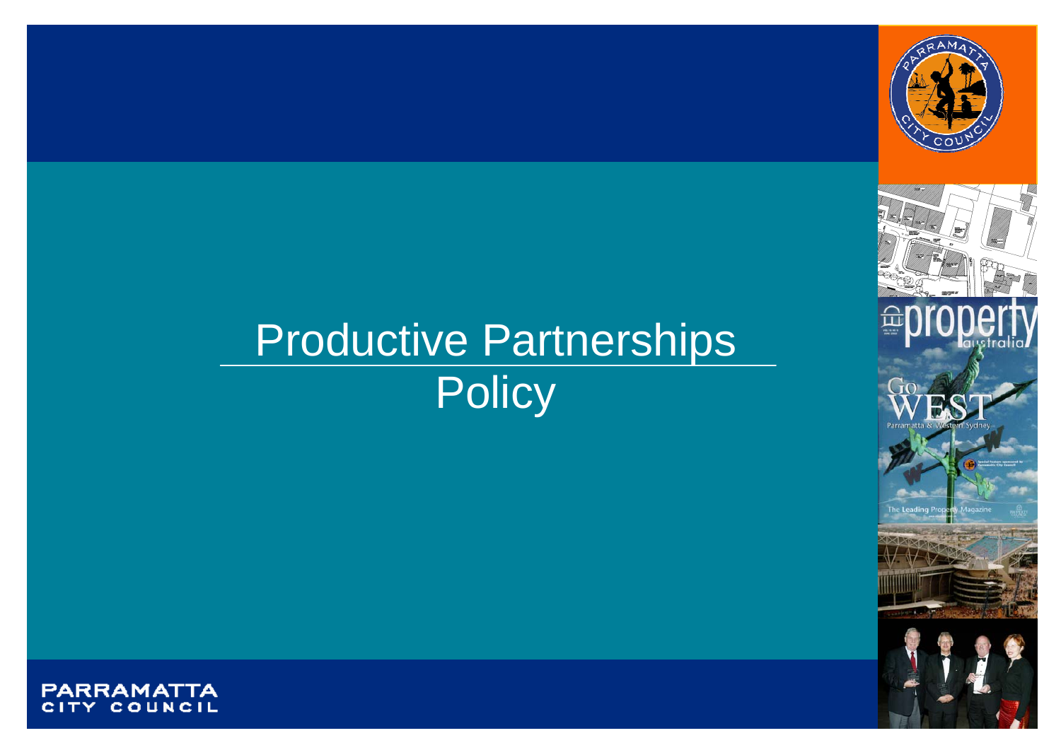# Productive Partnerships Policy

PARRAMATTA CITY COUNCIL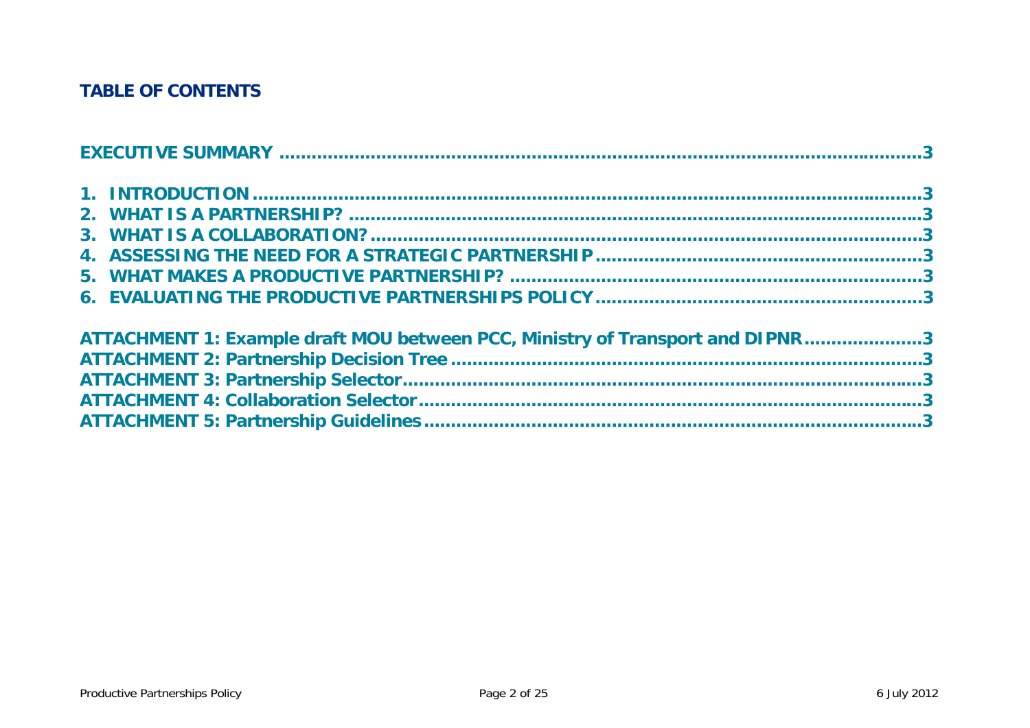## TABLE OF CONTENTS

**EXECUTIVE SUMMARY** .......................................................... 3

1. **INTRODUCTION** .......................................................... 3
2. **WHAT IS A PARTNERSHIP?** .......................................................... 3
3. **WHAT IS A COLLABORATION?** .......................................................... 3
4. **ASSESSING THE NEED FOR A STRATEGIC PARTNERSHIP** .......................................................... 3
5. **WHAT MAKES A PRODUCTIVE PARTNERSHIP?** .......................................................... 3
6. **EVALUATING THE PRODUCTIVE PARTNERSHIPS POLICY** .......................................................... 3

**ATTACHMENT 1: Example draft MOU between PCC, Ministry of Transport and DIPNR** .......................................................... 3
**ATTACHMENT 2: Partnership Decision Tree** .......................................................... 3
**ATTACHMENT 3: Partnership Selector** .......................................................... 3
**ATTACHMENT 4: Collaboration Selector** .......................................................... 3
**ATTACHMENT 5: Partnership Guidelines** .......................................................... 3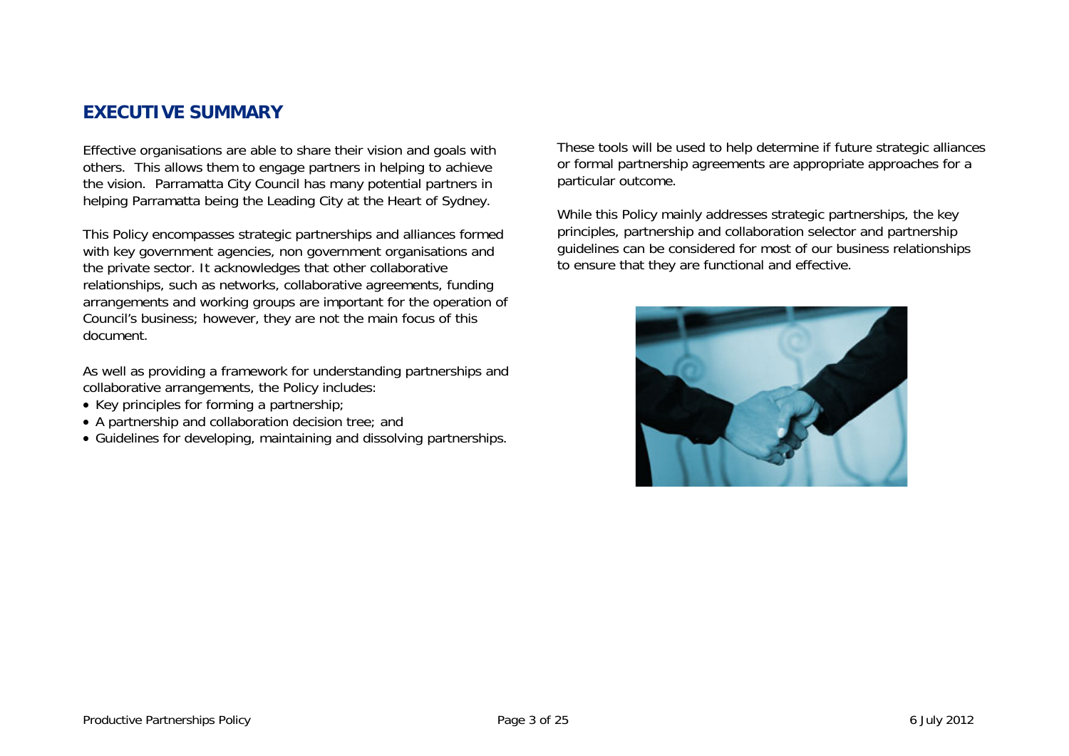## EXECUTIVE SUMMARY

Effective organisations are able to share their vision and goals with others. This allows them to engage partners in helping to achieve the vision. Parramatta City Council has many potential partners in helping Parramatta being the Leading City at the Heart of Sydney.

This Policy encompasses strategic partnerships and alliances formed with key government agencies, non government organisations and the private sector. It acknowledges that other collaborative relationships, such as networks, collaborative agreements, funding arrangements and working groups are important for the operation of Council's business; however, they are not the main focus of this document.

As well as providing a framework for understanding partnerships and collaborative arrangements, the Policy includes:

- Key principles for forming a partnership;
- A partnership and collaboration decision tree; and
- Guidelines for developing, maintaining and dissolving partnerships.

These tools will be used to help determine if future strategic alliances or formal partnership agreements are appropriate approaches for a particular outcome.

While this Policy mainly addresses strategic partnerships, the key principles, partnership and collaboration selector and partnership guidelines can be considered for most of our business relationships to ensure that they are functional and effective.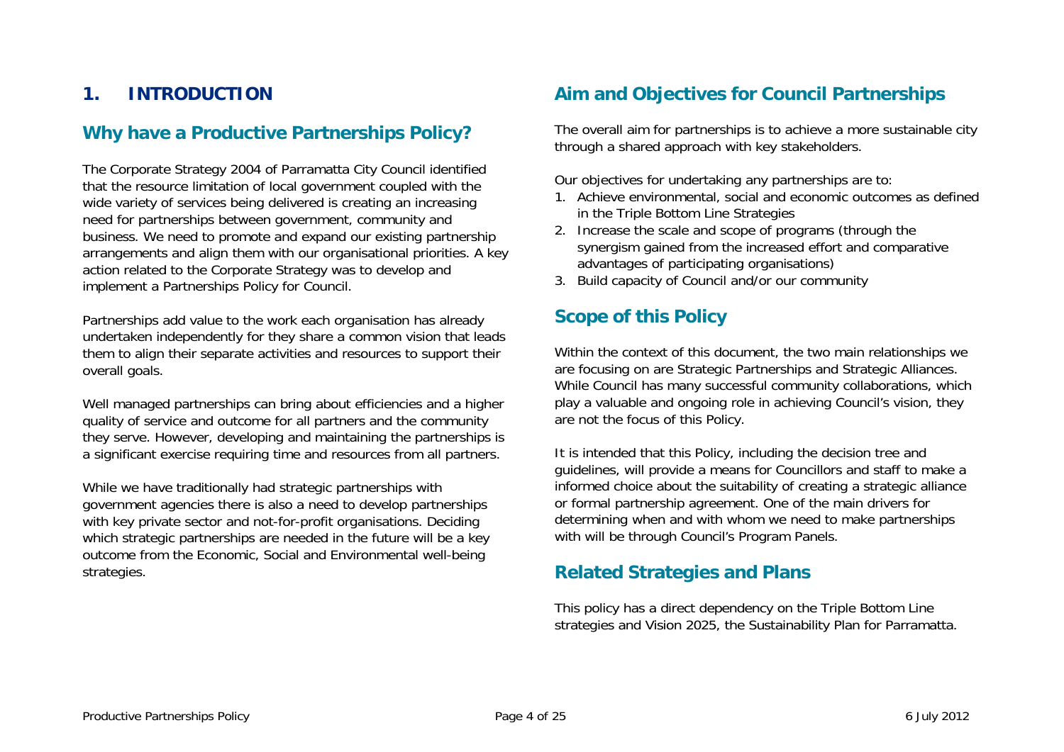# 1. INTRODUCTION

## Why have a Productive Partnerships Policy?

The Corporate Strategy 2004 of Parramatta City Council identified that the resource limitation of local government coupled with the wide variety of services being delivered is creating an increasing need for partnerships between government, community and business. We need to promote and expand our existing partnership arrangements and align them with our organisational priorities. A key action related to the Corporate Strategy was to develop and implement a Partnerships Policy for Council.

Partnerships add value to the work each organisation has already undertaken independently for they share a common vision that leads them to align their separate activities and resources to support their overall goals.

Well managed partnerships can bring about efficiencies and a higher quality of service and outcome for all partners and the community they serve. However, developing and maintaining the partnerships is a significant exercise requiring time and resources from all partners.

While we have traditionally had strategic partnerships with government agencies there is also a need to develop partnerships with key private sector and not-for-profit organisations. Deciding which strategic partnerships are needed in the future will be a key outcome from the Economic, Social and Environmental well-being strategies.

## Aim and Objectives for Council Partnerships

The overall aim for partnerships is to achieve a more sustainable city through a shared approach with key stakeholders.

Our objectives for undertaking any partnerships are to:

1. Achieve environmental, social and economic outcomes as defined in the Triple Bottom Line Strategies
2. Increase the scale and scope of programs (through the synergism gained from the increased effort and comparative advantages of participating organisations)
3. Build capacity of Council and/or our community

## Scope of this Policy

Within the context of this document, the two main relationships we are focusing on are Strategic Partnerships and Strategic Alliances. While Council has many successful community collaborations, which play a valuable and ongoing role in achieving Council's vision, they are not the focus of this Policy.

It is intended that this Policy, including the decision tree and guidelines, will provide a means for Councillors and staff to make a informed choice about the suitability of creating a strategic alliance or formal partnership agreement. One of the main drivers for determining when and with whom we need to make partnerships with will be through Council's Program Panels.

## Related Strategies and Plans

This policy has a direct dependency on the Triple Bottom Line strategies and Vision 2025, the Sustainability Plan for Parramatta.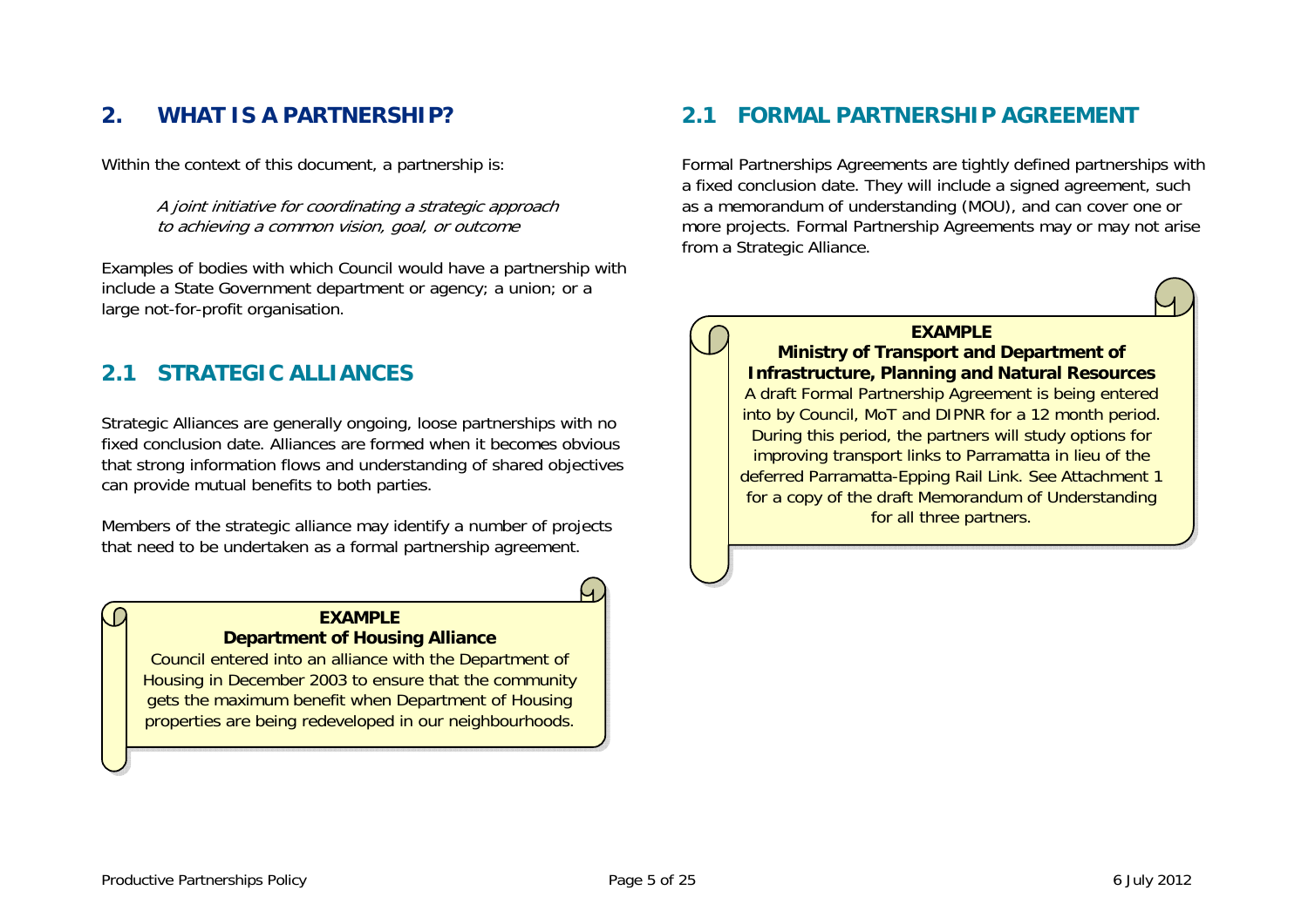## 2. WHAT IS A PARTNERSHIP?

Within the context of this document, a partnership is:

> *A joint initiative for coordinating a strategic approach to achieving a common vision, goal, or outcome*

Examples of bodies with which Council would have a partnership with include a State Government department or agency; a union; or a large not-for-profit organisation.

### 2.1 STRATEGIC ALLIANCES

Strategic Alliances are generally ongoing, loose partnerships with no fixed conclusion date. Alliances are formed when it becomes obvious that strong information flows and understanding of shared objectives can provide mutual benefits to both parties.

Members of the strategic alliance may identify a number of projects that need to be undertaken as a formal partnership agreement.

> **EXAMPLE**
> **Department of Housing Alliance**
> Council entered into an alliance with the Department of Housing in December 2003 to ensure that the community gets the maximum benefit when Department of Housing properties are being redeveloped in our neighbourhoods.

### 2.1 FORMAL PARTNERSHIP AGREEMENT

Formal Partnerships Agreements are tightly defined partnerships with a fixed conclusion date. They will include a signed agreement, such as a memorandum of understanding (MOU), and can cover one or more projects. Formal Partnership Agreements may or may not arise from a Strategic Alliance.

> **EXAMPLE**
> **Ministry of Transport and Department of Infrastructure, Planning and Natural Resources**
> A draft Formal Partnership Agreement is being entered into by Council, MoT and DIPNR for a 12 month period. During this period, the partners will study options for improving transport links to Parramatta in lieu of the deferred Parramatta-Epping Rail Link. See Attachment 1 for a copy of the draft Memorandum of Understanding for all three partners.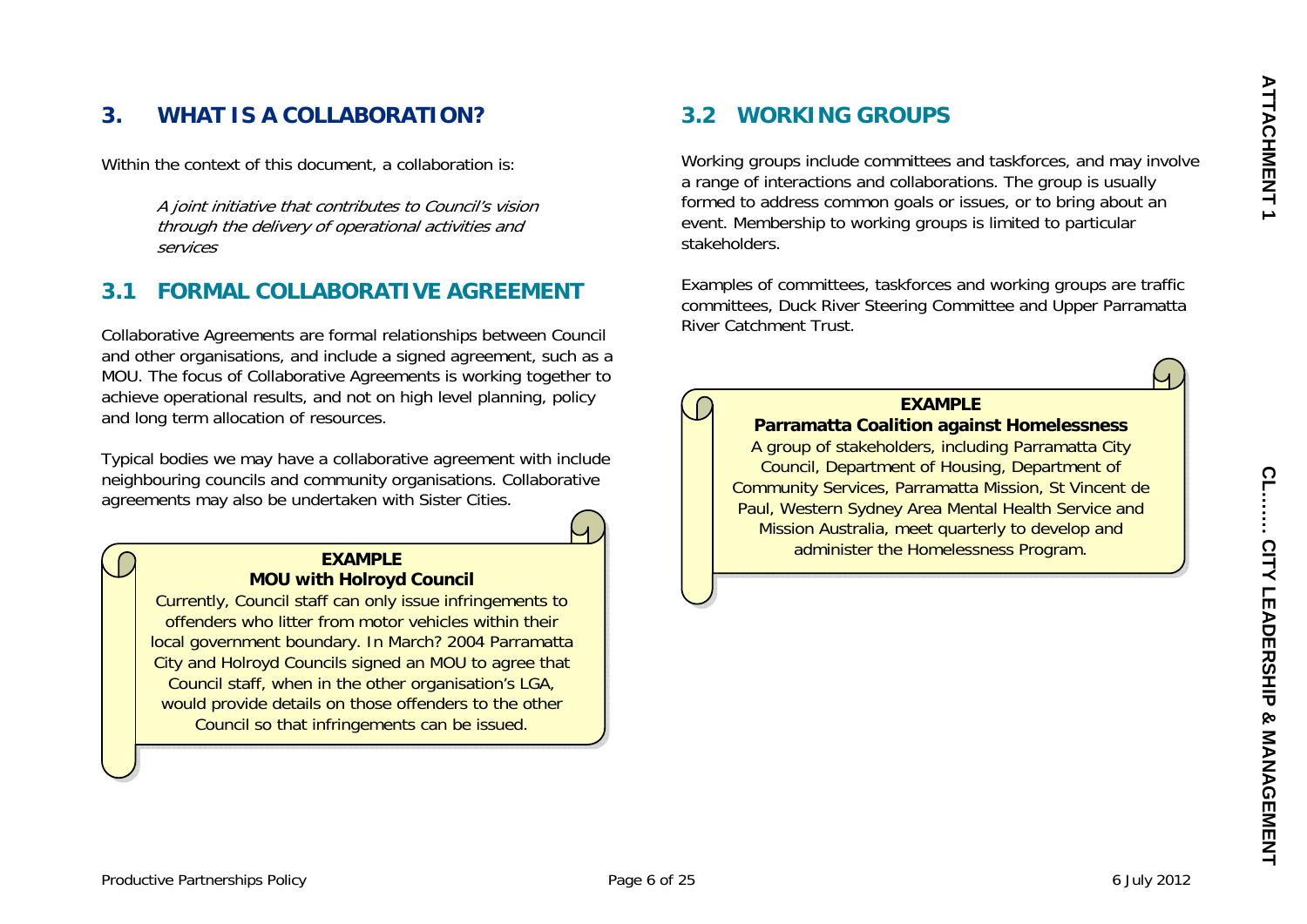## 3. WHAT IS A COLLABORATION?

Within the context of this document, a collaboration is:

> *A joint initiative that contributes to Council's vision through the delivery of operational activities and services*

### 3.1 FORMAL COLLABORATIVE AGREEMENT

Collaborative Agreements are formal relationships between Council and other organisations, and include a signed agreement, such as a MOU. The focus of Collaborative Agreements is working together to achieve operational results, and not on high level planning, policy and long term allocation of resources.

Typical bodies we may have a collaborative agreement with include neighbouring councils and community organisations. Collaborative agreements may also be undertaken with Sister Cities.

> **EXAMPLE**
>
> **MOU with Holroyd Council**
>
> Currently, Council staff can only issue infringements to offenders who litter from motor vehicles within their local government boundary. In March? 2004 Parramatta City and Holroyd Councils signed an MOU to agree that Council staff, when in the other organisation's LGA, would provide details on those offenders to the other Council so that infringements can be issued.

### 3.2 WORKING GROUPS

Working groups include committees and taskforces, and may involve a range of interactions and collaborations. The group is usually formed to address common goals or issues, or to bring about an event. Membership to working groups is limited to particular stakeholders.

Examples of committees, taskforces and working groups are traffic committees, Duck River Steering Committee and Upper Parramatta River Catchment Trust.

> **EXAMPLE**
>
> **Parramatta Coalition against Homelessness**
>
> A group of stakeholders, including Parramatta City Council, Department of Housing, Department of Community Services, Parramatta Mission, St Vincent de Paul, Western Sydney Area Mental Health Service and Mission Australia, meet quarterly to develop and administer the Homelessness Program.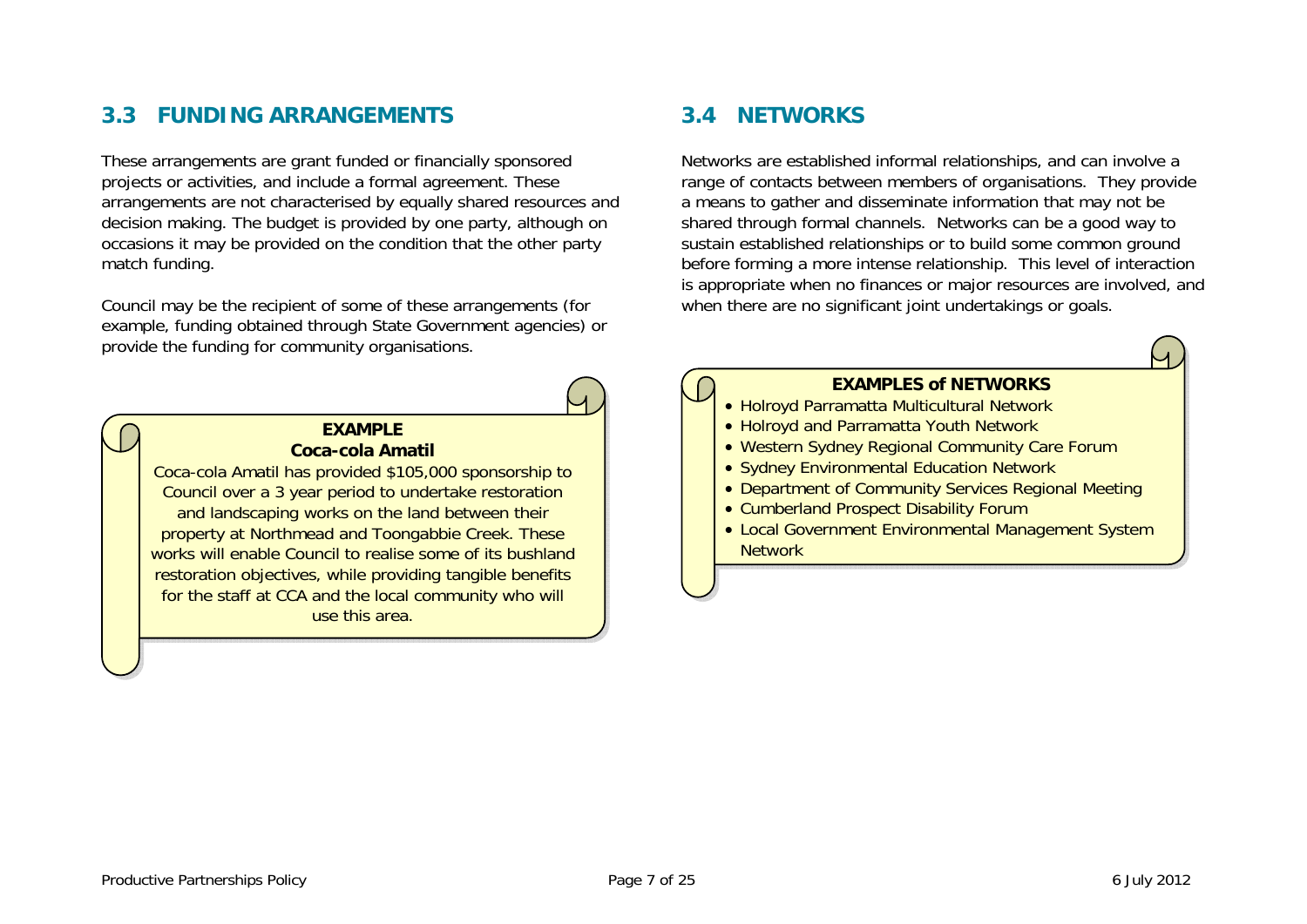## 3.3 FUNDING ARRANGEMENTS

These arrangements are grant funded or financially sponsored projects or activities, and include a formal agreement. These arrangements are not characterised by equally shared resources and decision making. The budget is provided by one party, although on occasions it may be provided on the condition that the other party match funding.

Council may be the recipient of some of these arrangements (for example, funding obtained through State Government agencies) or provide the funding for community organisations.

**EXAMPLE**
**Coca-cola Amatil**

Coca-cola Amatil has provided $105,000 sponsorship to Council over a 3 year period to undertake restoration and landscaping works on the land between their property at Northmead and Toongabbie Creek. These works will enable Council to realise some of its bushland restoration objectives, while providing tangible benefits for the staff at CCA and the local community who will use this area.

## 3.4 NETWORKS

Networks are established informal relationships, and can involve a range of contacts between members of organisations. They provide a means to gather and disseminate information that may not be shared through formal channels. Networks can be a good way to sustain established relationships or to build some common ground before forming a more intense relationship. This level of interaction is appropriate when no finances or major resources are involved, and when there are no significant joint undertakings or goals.

**EXAMPLES of NETWORKS**

- Holroyd Parramatta Multicultural Network
- Holroyd and Parramatta Youth Network
- Western Sydney Regional Community Care Forum
- Sydney Environmental Education Network
- Department of Community Services Regional Meeting
- Cumberland Prospect Disability Forum
- Local Government Environmental Management System Network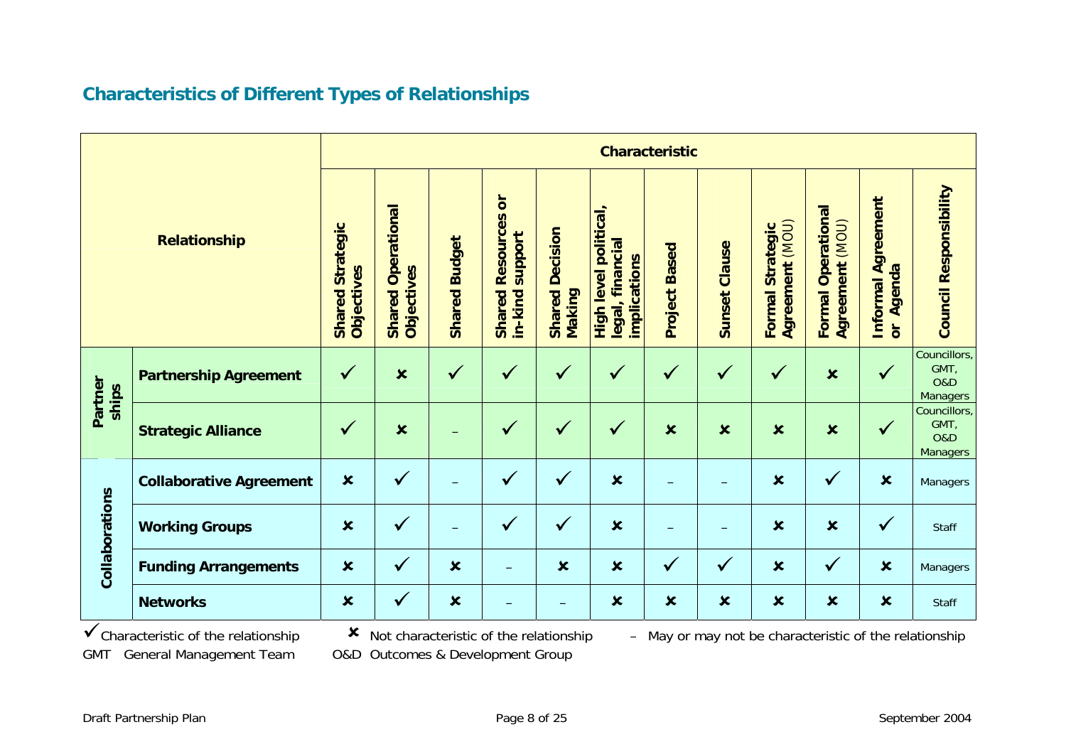## Characteristics of Different Types of Relationships

| Relationship | | Characteristic | | | | | | | | | | | |
|---|---|---|---|---|---|---|---|---|---|---|---|---|---|
| | | Shared Strategic Objectives | Shared Operational Objectives | Shared Budget | Shared Resources or in-kind support | Shared Decision Making | High level political, legal, financial implications | Project Based | Sunset Clause | Formal Strategic Agreement (MOU) | Formal Operational Agreement (MOU) | Informal Agreement or Agenda | Council Responsibility |
| Partnerships | **Partnership Agreement** | ✓ | ✗ | ✓ | ✓ | ✓ | ✓ | ✓ | ✓ | ✓ | ✗ | ✓ | Councillors, GMT, O&D Managers |
| | **Strategic Alliance** | ✓ | ✗ | – | ✓ | ✓ | ✓ | ✗ | ✗ | ✗ | ✗ | ✓ | Councillors, GMT, O&D Managers |
| Collaborations | **Collaborative Agreement** | ✗ | ✓ | – | ✓ | ✓ | ✗ | – | – | ✗ | ✓ | ✗ | Managers |
| | **Working Groups** | ✗ | ✓ | – | ✓ | ✓ | ✗ | – | – | ✗ | ✗ | ✓ | Staff |
| | **Funding Arrangements** | ✗ | ✓ | ✗ | – | ✗ | ✗ | ✓ | ✓ | ✗ | ✓ | ✗ | Managers |
| | **Networks** | ✗ | ✓ | ✗ | – | – | ✗ | ✗ | ✗ | ✗ | ✗ | ✗ | Staff |

✓ Characteristic of the relationship ✗ Not characteristic of the relationship – May or may not be characteristic of the relationship

GMT General Management Team O&D Outcomes & Development Group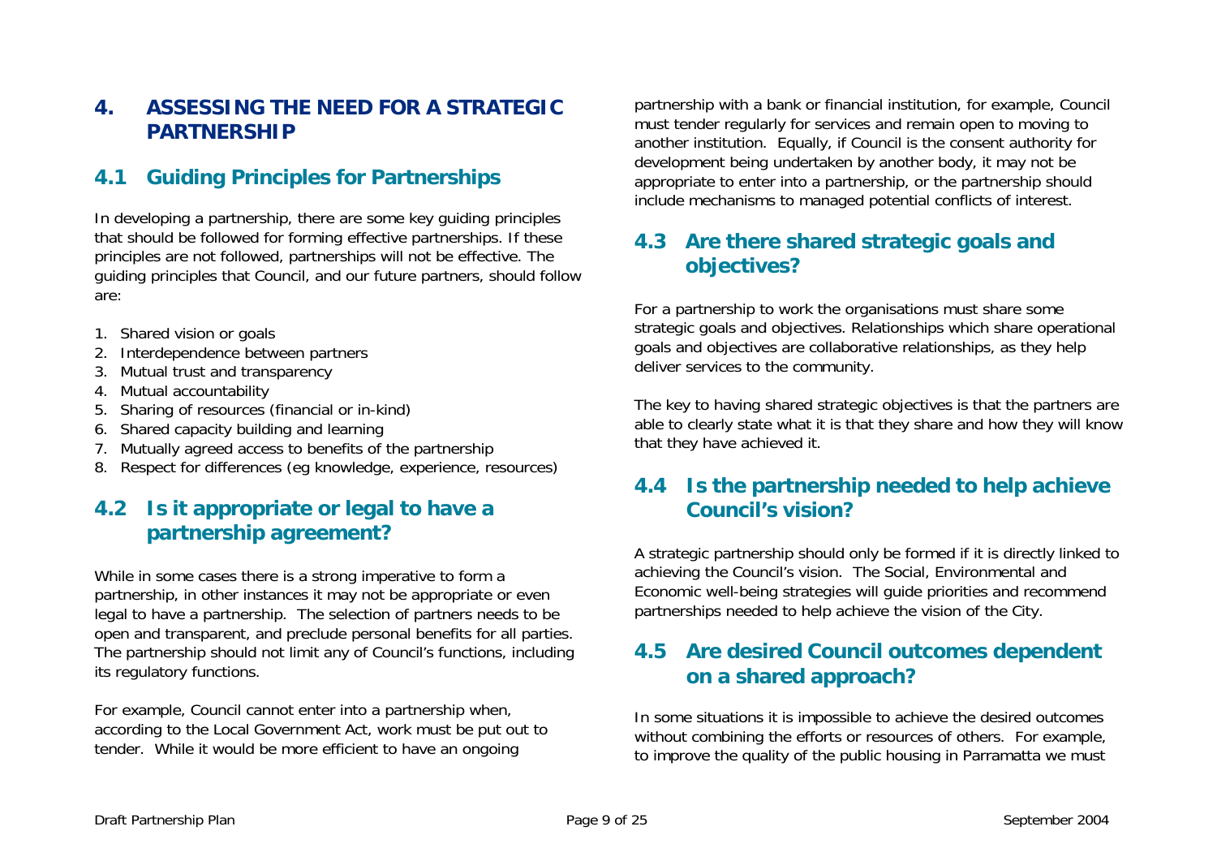# 4. ASSESSING THE NEED FOR A STRATEGIC PARTNERSHIP

## 4.1 Guiding Principles for Partnerships

In developing a partnership, there are some key guiding principles that should be followed for forming effective partnerships. If these principles are not followed, partnerships will not be effective. The guiding principles that Council, and our future partners, should follow are:

1. Shared vision or goals
2. Interdependence between partners
3. Mutual trust and transparency
4. Mutual accountability
5. Sharing of resources (financial or in-kind)
6. Shared capacity building and learning
7. Mutually agreed access to benefits of the partnership
8. Respect for differences (eg knowledge, experience, resources)

## 4.2 Is it appropriate or legal to have a partnership agreement?

While in some cases there is a strong imperative to form a partnership, in other instances it may not be appropriate or even legal to have a partnership. The selection of partners needs to be open and transparent, and preclude personal benefits for all parties. The partnership should not limit any of Council's functions, including its regulatory functions.

For example, Council cannot enter into a partnership when, according to the Local Government Act, work must be put out to tender. While it would be more efficient to have an ongoing partnership with a bank or financial institution, for example, Council must tender regularly for services and remain open to moving to another institution. Equally, if Council is the consent authority for development being undertaken by another body, it may not be appropriate to enter into a partnership, or the partnership should include mechanisms to managed potential conflicts of interest.

## 4.3 Are there shared strategic goals and objectives?

For a partnership to work the organisations must share some strategic goals and objectives. Relationships which share operational goals and objectives are collaborative relationships, as they help deliver services to the community.

The key to having shared strategic objectives is that the partners are able to clearly state what it is that they share and how they will know that they have achieved it.

## 4.4 Is the partnership needed to help achieve Council's vision?

A strategic partnership should only be formed if it is directly linked to achieving the Council's vision. The Social, Environmental and Economic well-being strategies will guide priorities and recommend partnerships needed to help achieve the vision of the City.

## 4.5 Are desired Council outcomes dependent on a shared approach?

In some situations it is impossible to achieve the desired outcomes without combining the efforts or resources of others. For example, to improve the quality of the public housing in Parramatta we must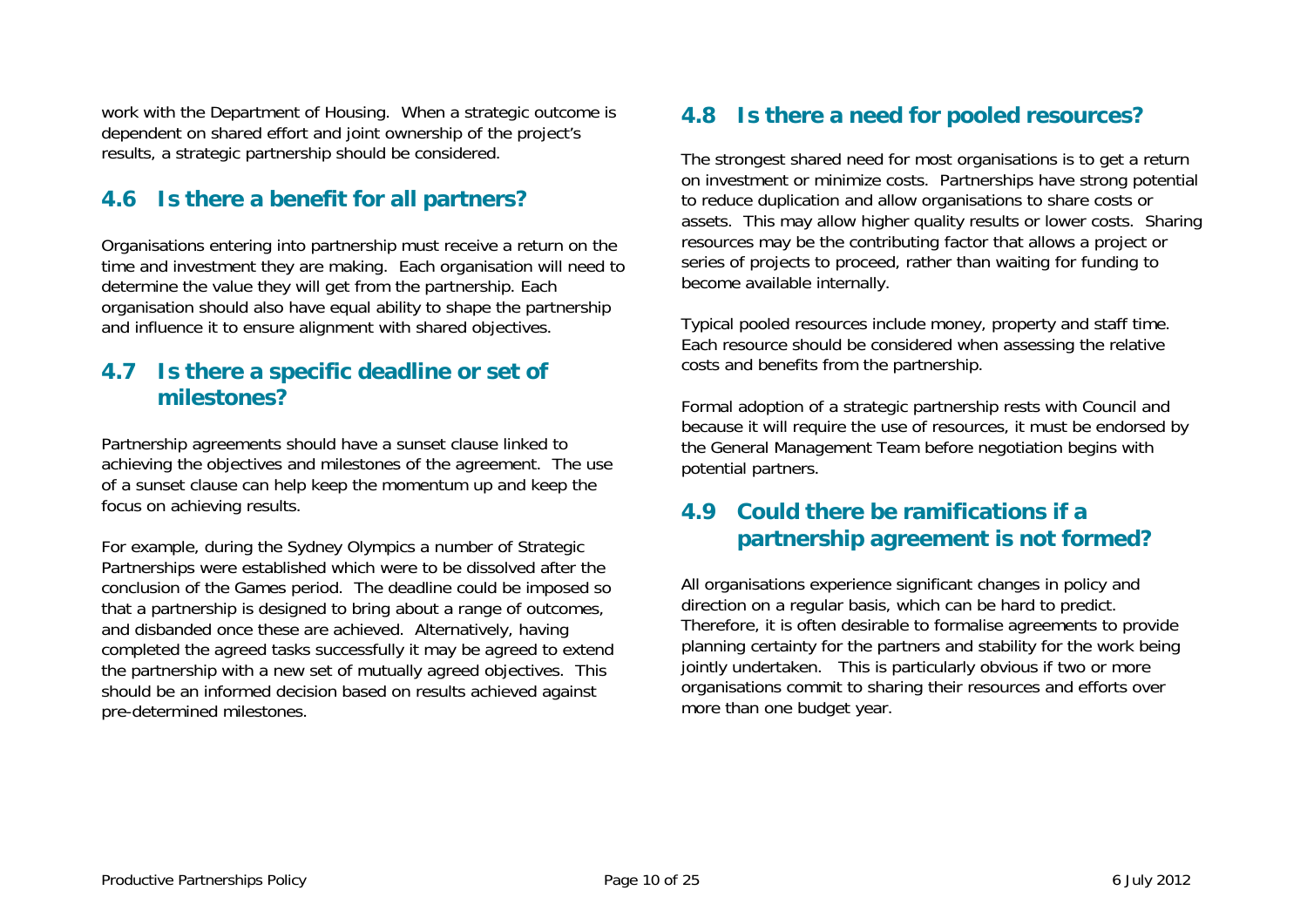work with the Department of Housing. When a strategic outcome is dependent on shared effort and joint ownership of the project's results, a strategic partnership should be considered.

## 4.6 Is there a benefit for all partners?

Organisations entering into partnership must receive a return on the time and investment they are making. Each organisation will need to determine the value they will get from the partnership. Each organisation should also have equal ability to shape the partnership and influence it to ensure alignment with shared objectives.

## 4.7 Is there a specific deadline or set of milestones?

Partnership agreements should have a sunset clause linked to achieving the objectives and milestones of the agreement. The use of a sunset clause can help keep the momentum up and keep the focus on achieving results.

For example, during the Sydney Olympics a number of Strategic Partnerships were established which were to be dissolved after the conclusion of the Games period. The deadline could be imposed so that a partnership is designed to bring about a range of outcomes, and disbanded once these are achieved. Alternatively, having completed the agreed tasks successfully it may be agreed to extend the partnership with a new set of mutually agreed objectives. This should be an informed decision based on results achieved against pre-determined milestones.

## 4.8 Is there a need for pooled resources?

The strongest shared need for most organisations is to get a return on investment or minimize costs. Partnerships have strong potential to reduce duplication and allow organisations to share costs or assets. This may allow higher quality results or lower costs. Sharing resources may be the contributing factor that allows a project or series of projects to proceed, rather than waiting for funding to become available internally.

Typical pooled resources include money, property and staff time. Each resource should be considered when assessing the relative costs and benefits from the partnership.

Formal adoption of a strategic partnership rests with Council and because it will require the use of resources, it must be endorsed by the General Management Team before negotiation begins with potential partners.

## 4.9 Could there be ramifications if a partnership agreement is not formed?

All organisations experience significant changes in policy and direction on a regular basis, which can be hard to predict. Therefore, it is often desirable to formalise agreements to provide planning certainty for the partners and stability for the work being jointly undertaken. This is particularly obvious if two or more organisations commit to sharing their resources and efforts over more than one budget year.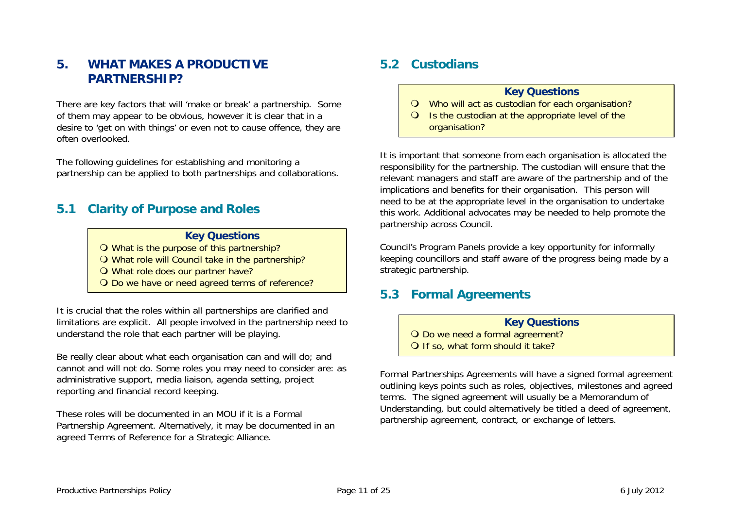# 5. WHAT MAKES A PRODUCTIVE PARTNERSHIP?

There are key factors that will 'make or break' a partnership. Some of them may appear to be obvious, however it is clear that in a desire to 'get on with things' or even not to cause offence, they are often overlooked.

The following guidelines for establishing and monitoring a partnership can be applied to both partnerships and collaborations.

## 5.1 Clarity of Purpose and Roles

> **Key Questions**
>
> - What is the purpose of this partnership?
> - What role will Council take in the partnership?
> - What role does our partner have?
> - Do we have or need agreed terms of reference?

It is crucial that the roles within all partnerships are clarified and limitations are explicit. All people involved in the partnership need to understand the role that each partner will be playing.

Be really clear about what each organisation can and will do; and cannot and will not do. Some roles you may need to consider are: as administrative support, media liaison, agenda setting, project reporting and financial record keeping.

These roles will be documented in an MOU if it is a Formal Partnership Agreement. Alternatively, it may be documented in an agreed Terms of Reference for a Strategic Alliance.

## 5.2 Custodians

> **Key Questions**
>
> - Who will act as custodian for each organisation?
> - Is the custodian at the appropriate level of the organisation?

It is important that someone from each organisation is allocated the responsibility for the partnership. The custodian will ensure that the relevant managers and staff are aware of the partnership and of the implications and benefits for their organisation. This person will need to be at the appropriate level in the organisation to undertake this work. Additional advocates may be needed to help promote the partnership across Council.

Council's Program Panels provide a key opportunity for informally keeping councillors and staff aware of the progress being made by a strategic partnership.

## 5.3 Formal Agreements

> **Key Questions**
>
> - Do we need a formal agreement?
> - If so, what form should it take?

Formal Partnerships Agreements will have a signed formal agreement outlining keys points such as roles, objectives, milestones and agreed terms. The signed agreement will usually be a Memorandum of Understanding, but could alternatively be titled a deed of agreement, partnership agreement, contract, or exchange of letters.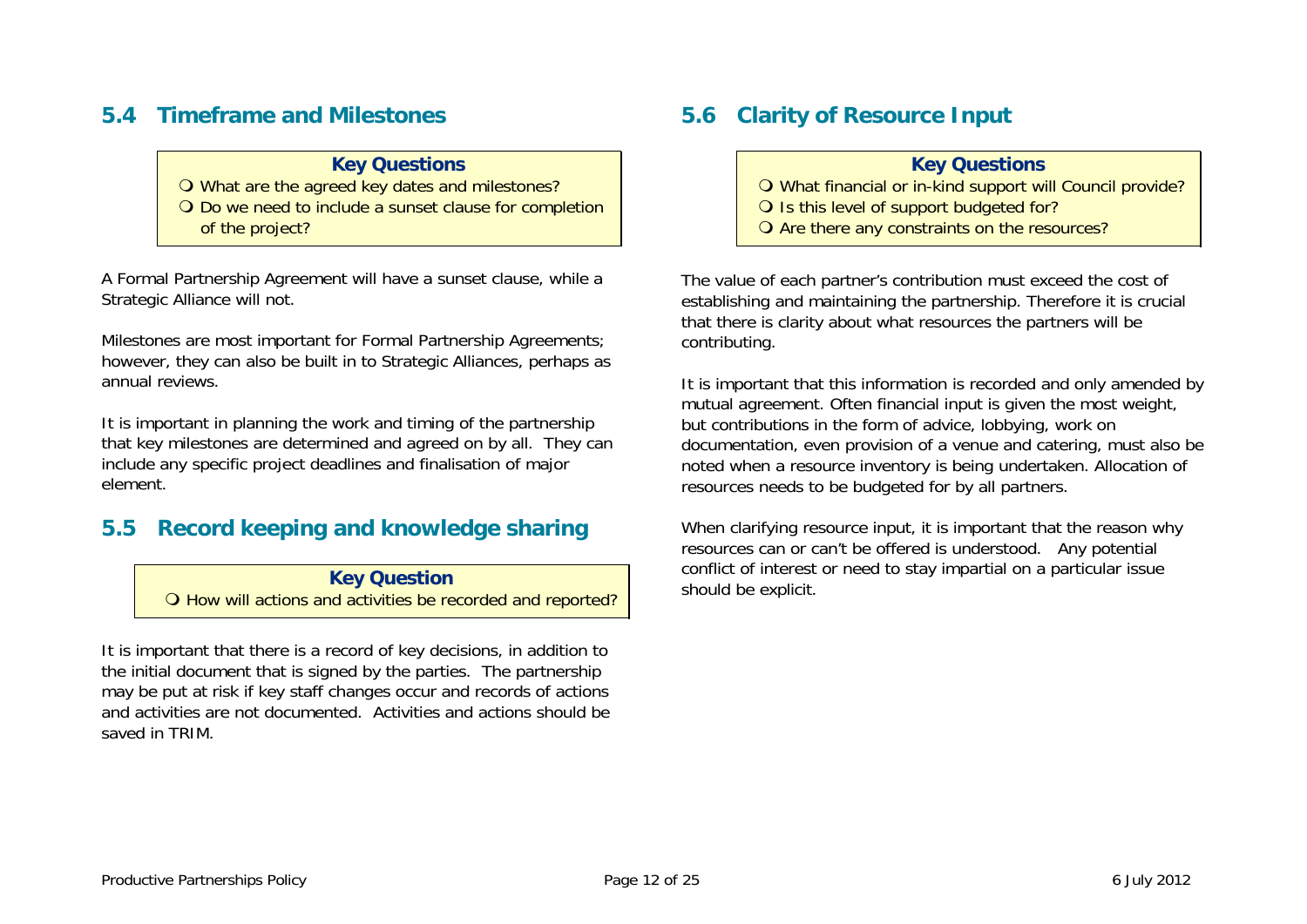## 5.4 Timeframe and Milestones

**Key Questions**

- What are the agreed key dates and milestones?
- Do we need to include a sunset clause for completion of the project?

A Formal Partnership Agreement will have a sunset clause, while a Strategic Alliance will not.

Milestones are most important for Formal Partnership Agreements; however, they can also be built in to Strategic Alliances, perhaps as annual reviews.

It is important in planning the work and timing of the partnership that key milestones are determined and agreed on by all. They can include any specific project deadlines and finalisation of major element.

## 5.5 Record keeping and knowledge sharing

**Key Question**

- How will actions and activities be recorded and reported?

It is important that there is a record of key decisions, in addition to the initial document that is signed by the parties. The partnership may be put at risk if key staff changes occur and records of actions and activities are not documented. Activities and actions should be saved in TRIM.

## 5.6 Clarity of Resource Input

**Key Questions**

- What financial or in-kind support will Council provide?
- Is this level of support budgeted for?
- Are there any constraints on the resources?

The value of each partner's contribution must exceed the cost of establishing and maintaining the partnership. Therefore it is crucial that there is clarity about what resources the partners will be contributing.

It is important that this information is recorded and only amended by mutual agreement. Often financial input is given the most weight, but contributions in the form of advice, lobbying, work on documentation, even provision of a venue and catering, must also be noted when a resource inventory is being undertaken. Allocation of resources needs to be budgeted for by all partners.

When clarifying resource input, it is important that the reason why resources can or can't be offered is understood. Any potential conflict of interest or need to stay impartial on a particular issue should be explicit.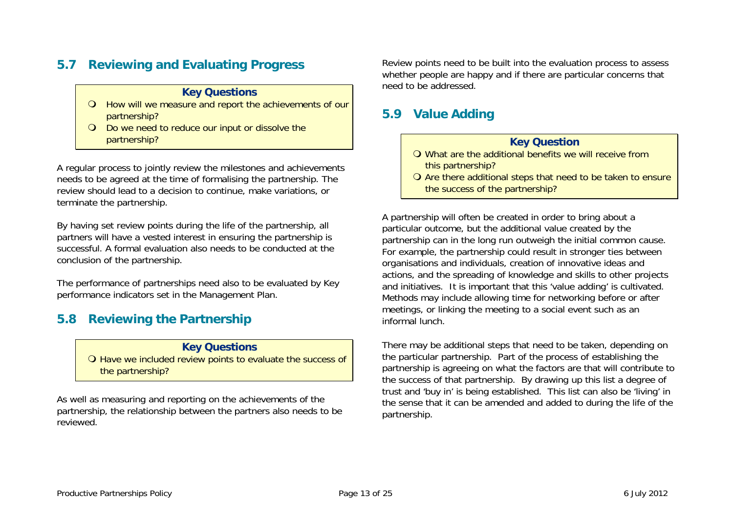## 5.7 Reviewing and Evaluating Progress

**Key Questions**

- How will we measure and report the achievements of our partnership?
- Do we need to reduce our input or dissolve the partnership?

A regular process to jointly review the milestones and achievements needs to be agreed at the time of formalising the partnership. The review should lead to a decision to continue, make variations, or terminate the partnership.

By having set review points during the life of the partnership, all partners will have a vested interest in ensuring the partnership is successful. A formal evaluation also needs to be conducted at the conclusion of the partnership.

The performance of partnerships need also to be evaluated by Key performance indicators set in the Management Plan.

## 5.8 Reviewing the Partnership

**Key Questions**

- Have we included review points to evaluate the success of the partnership?

As well as measuring and reporting on the achievements of the partnership, the relationship between the partners also needs to be reviewed.

Review points need to be built into the evaluation process to assess whether people are happy and if there are particular concerns that need to be addressed.

## 5.9 Value Adding

**Key Question**

- What are the additional benefits we will receive from this partnership?
- Are there additional steps that need to be taken to ensure the success of the partnership?

A partnership will often be created in order to bring about a particular outcome, but the additional value created by the partnership can in the long run outweigh the initial common cause. For example, the partnership could result in stronger ties between organisations and individuals, creation of innovative ideas and actions, and the spreading of knowledge and skills to other projects and initiatives. It is important that this 'value adding' is cultivated. Methods may include allowing time for networking before or after meetings, or linking the meeting to a social event such as an informal lunch.

There may be additional steps that need to be taken, depending on the particular partnership. Part of the process of establishing the partnership is agreeing on what the factors are that will contribute to the success of that partnership. By drawing up this list a degree of trust and 'buy in' is being established. This list can also be 'living' in the sense that it can be amended and added to during the life of the partnership.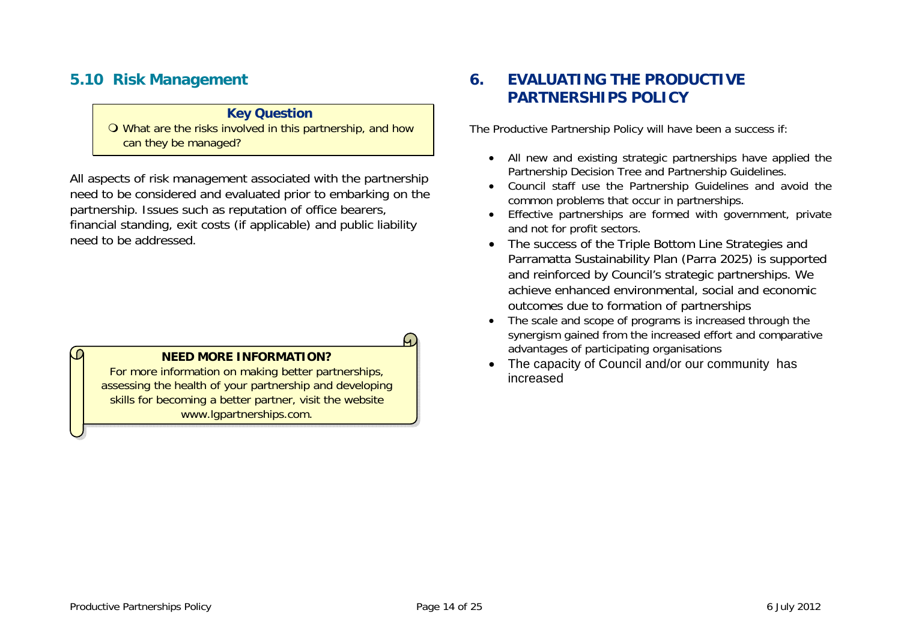## 5.10 Risk Management

**Key Question**

- What are the risks involved in this partnership, and how can they be managed?

All aspects of risk management associated with the partnership need to be considered and evaluated prior to embarking on the partnership. Issues such as reputation of office bearers, financial standing, exit costs (if applicable) and public liability need to be addressed.

**NEED MORE INFORMATION?**

For more information on making better partnerships, assessing the health of your partnership and developing skills for becoming a better partner, visit the website www.lgpartnerships.com.

# 6. EVALUATING THE PRODUCTIVE PARTNERSHIPS POLICY

The Productive Partnership Policy will have been a success if:

- All new and existing strategic partnerships have applied the Partnership Decision Tree and Partnership Guidelines.
- Council staff use the Partnership Guidelines and avoid the common problems that occur in partnerships.
- Effective partnerships are formed with government, private and not for profit sectors.
- The success of the Triple Bottom Line Strategies and Parramatta Sustainability Plan (Parra 2025) is supported and reinforced by Council's strategic partnerships. We achieve enhanced environmental, social and economic outcomes due to formation of partnerships
- The scale and scope of programs is increased through the synergism gained from the increased effort and comparative advantages of participating organisations
- The capacity of Council and/or our community has increased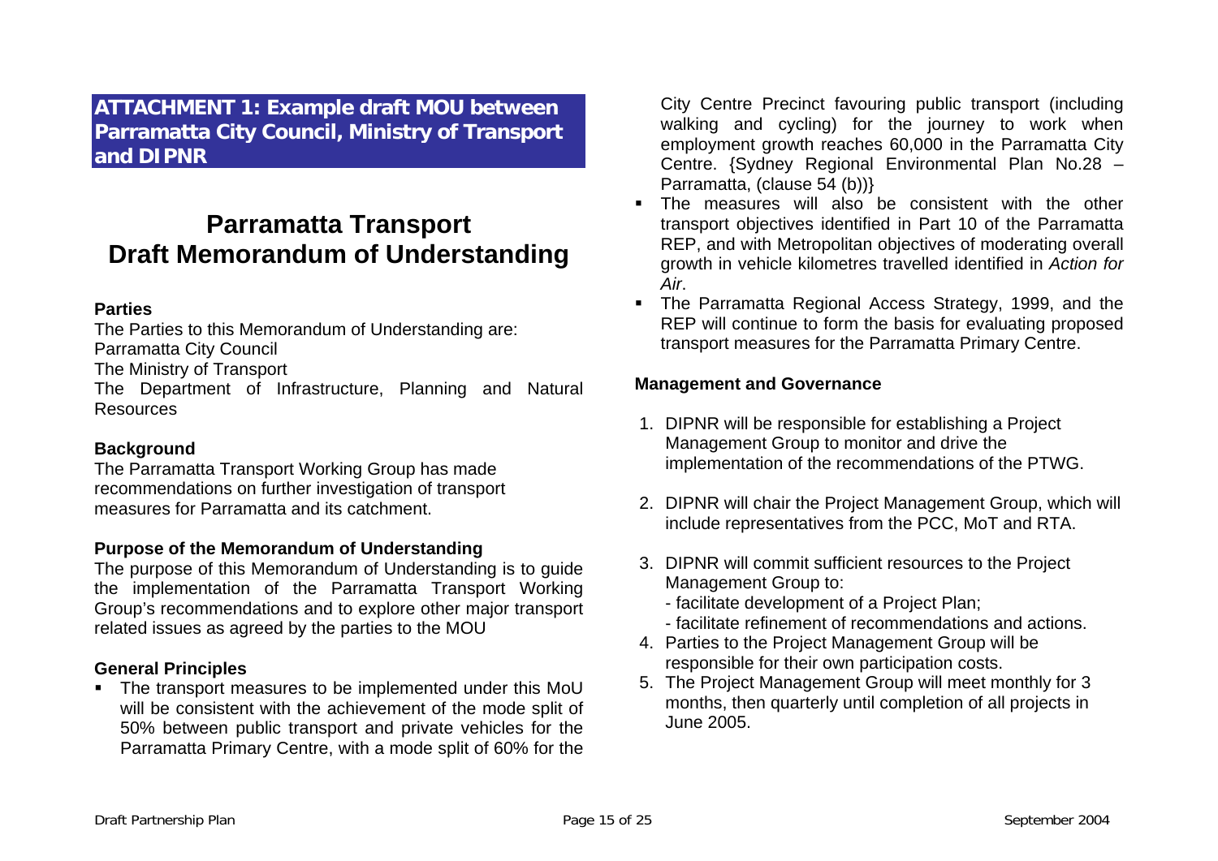## ATTACHMENT 1: Example draft MOU between Parramatta City Council, Ministry of Transport and DIPNR

# Parramatta Transport Draft Memorandum of Understanding

**Parties**

The Parties to this Memorandum of Understanding are:
Parramatta City Council
The Ministry of Transport
The Department of Infrastructure, Planning and Natural Resources

**Background**

The Parramatta Transport Working Group has made recommendations on further investigation of transport measures for Parramatta and its catchment.

**Purpose of the Memorandum of Understanding**

The purpose of this Memorandum of Understanding is to guide the implementation of the Parramatta Transport Working Group's recommendations and to explore other major transport related issues as agreed by the parties to the MOU

**General Principles**

- The transport measures to be implemented under this MoU will be consistent with the achievement of the mode split of 50% between public transport and private vehicles for the Parramatta Primary Centre, with a mode split of 60% for the City Centre Precinct favouring public transport (including walking and cycling) for the journey to work when employment growth reaches 60,000 in the Parramatta City Centre. {Sydney Regional Environmental Plan No.28 – Parramatta, (clause 54 (b))}
- The measures will also be consistent with the other transport objectives identified in Part 10 of the Parramatta REP, and with Metropolitan objectives of moderating overall growth in vehicle kilometres travelled identified in *Action for Air*.
- The Parramatta Regional Access Strategy, 1999, and the REP will continue to form the basis for evaluating proposed transport measures for the Parramatta Primary Centre.

**Management and Governance**

1. DIPNR will be responsible for establishing a Project Management Group to monitor and drive the implementation of the recommendations of the PTWG.
2. DIPNR will chair the Project Management Group, which will include representatives from the PCC, MoT and RTA.
3. DIPNR will commit sufficient resources to the Project Management Group to:
   - facilitate development of a Project Plan;
   - facilitate refinement of recommendations and actions.
4. Parties to the Project Management Group will be responsible for their own participation costs.
5. The Project Management Group will meet monthly for 3 months, then quarterly until completion of all projects in June 2005.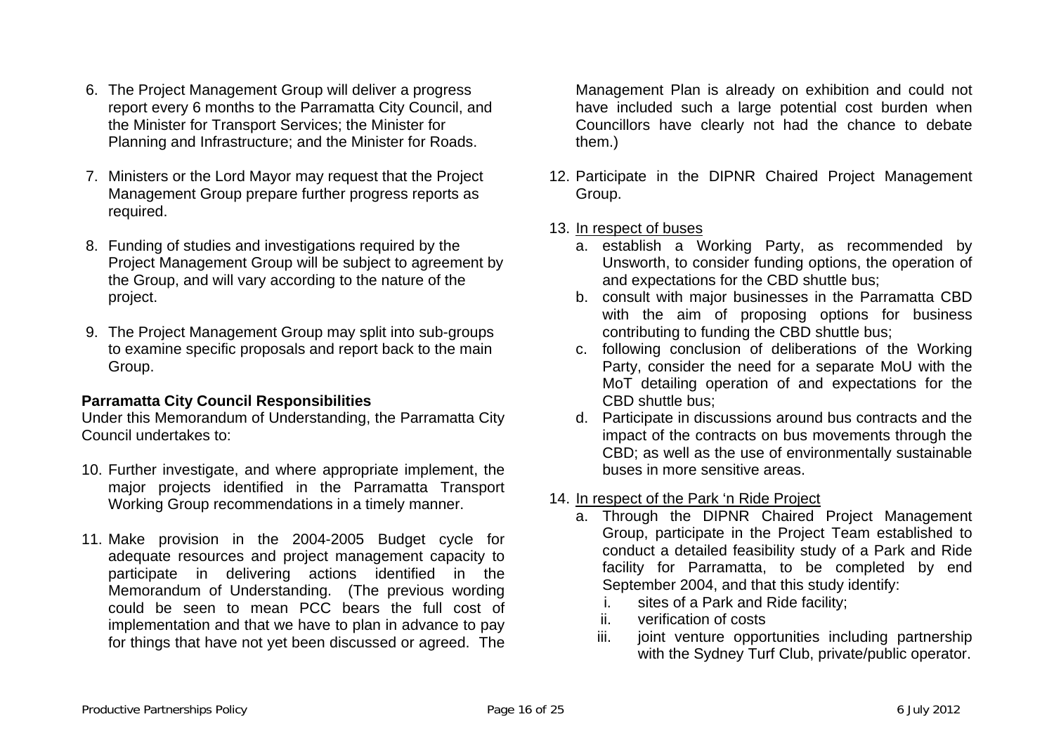6. The Project Management Group will deliver a progress report every 6 months to the Parramatta City Council, and the Minister for Transport Services; the Minister for Planning and Infrastructure; and the Minister for Roads.

7. Ministers or the Lord Mayor may request that the Project Management Group prepare further progress reports as required.

8. Funding of studies and investigations required by the Project Management Group will be subject to agreement by the Group, and will vary according to the nature of the project.

9. The Project Management Group may split into sub-groups to examine specific proposals and report back to the main Group.

**Parramatta City Council Responsibilities**

Under this Memorandum of Understanding, the Parramatta City Council undertakes to:

10. Further investigate, and where appropriate implement, the major projects identified in the Parramatta Transport Working Group recommendations in a timely manner.

11. Make provision in the 2004-2005 Budget cycle for adequate resources and project management capacity to participate in delivering actions identified in the Memorandum of Understanding. (The previous wording could be seen to mean PCC bears the full cost of implementation and that we have to plan in advance to pay for things that have not yet been discussed or agreed. The Management Plan is already on exhibition and could not have included such a large potential cost burden when Councillors have clearly not had the chance to debate them.)

12. Participate in the DIPNR Chaired Project Management Group.

13. In respect of buses
    a. establish a Working Party, as recommended by Unsworth, to consider funding options, the operation of and expectations for the CBD shuttle bus;
    b. consult with major businesses in the Parramatta CBD with the aim of proposing options for business contributing to funding the CBD shuttle bus;
    c. following conclusion of deliberations of the Working Party, consider the need for a separate MoU with the MoT detailing operation of and expectations for the CBD shuttle bus;
    d. Participate in discussions around bus contracts and the impact of the contracts on bus movements through the CBD; as well as the use of environmentally sustainable buses in more sensitive areas.

14. In respect of the Park 'n Ride Project
    a. Through the DIPNR Chaired Project Management Group, participate in the Project Team established to conduct a detailed feasibility study of a Park and Ride facility for Parramatta, to be completed by end September 2004, and that this study identify:
        i. sites of a Park and Ride facility;
        ii. verification of costs
        iii. joint venture opportunities including partnership with the Sydney Turf Club, private/public operator.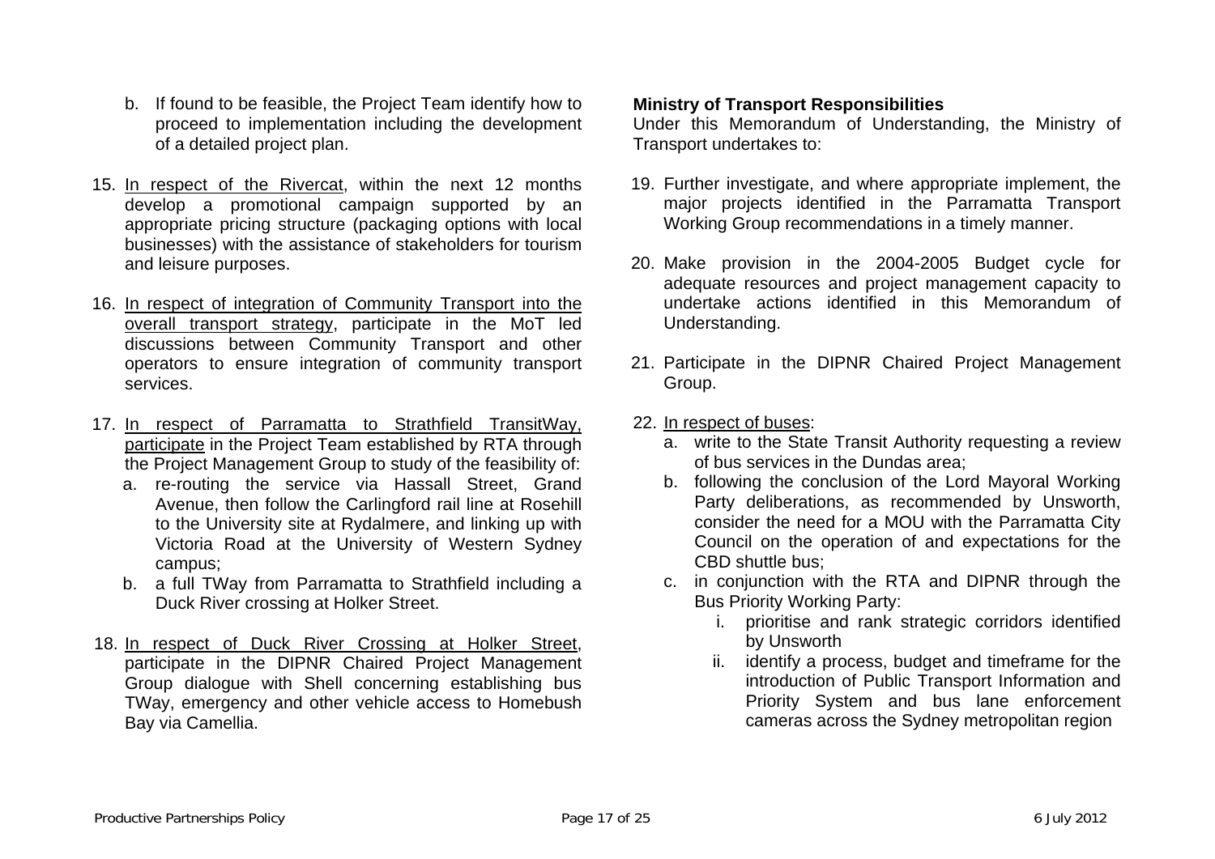b. If found to be feasible, the Project Team identify how to proceed to implementation including the development of a detailed project plan.

15. <u>In respect of the Rivercat</u>, within the next 12 months develop a promotional campaign supported by an appropriate pricing structure (packaging options with local businesses) with the assistance of stakeholders for tourism and leisure purposes.

16. <u>In respect of integration of Community Transport into the overall transport strategy</u>, participate in the MoT led discussions between Community Transport and other operators to ensure integration of community transport services.

17. <u>In respect of Parramatta to Strathfield TransitWay, participate</u> in the Project Team established by RTA through the Project Management Group to study of the feasibility of:
    a. re-routing the service via Hassall Street, Grand Avenue, then follow the Carlingford rail line at Rosehill to the University site at Rydalmere, and linking up with Victoria Road at the University of Western Sydney campus;
    b. a full TWay from Parramatta to Strathfield including a Duck River crossing at Holker Street.

18. <u>In respect of Duck River Crossing at Holker Street</u>, participate in the DIPNR Chaired Project Management Group dialogue with Shell concerning establishing bus TWay, emergency and other vehicle access to Homebush Bay via Camellia.

**Ministry of Transport Responsibilities**

Under this Memorandum of Understanding, the Ministry of Transport undertakes to:

19. Further investigate, and where appropriate implement, the major projects identified in the Parramatta Transport Working Group recommendations in a timely manner.

20. Make provision in the 2004-2005 Budget cycle for adequate resources and project management capacity to undertake actions identified in this Memorandum of Understanding.

21. Participate in the DIPNR Chaired Project Management Group.

22. <u>In respect of buses</u>:
    a. write to the State Transit Authority requesting a review of bus services in the Dundas area;
    b. following the conclusion of the Lord Mayoral Working Party deliberations, as recommended by Unsworth, consider the need for a MOU with the Parramatta City Council on the operation of and expectations for the CBD shuttle bus;
    c. in conjunction with the RTA and DIPNR through the Bus Priority Working Party:
        i. prioritise and rank strategic corridors identified by Unsworth
        ii. identify a process, budget and timeframe for the introduction of Public Transport Information and Priority System and bus lane enforcement cameras across the Sydney metropolitan region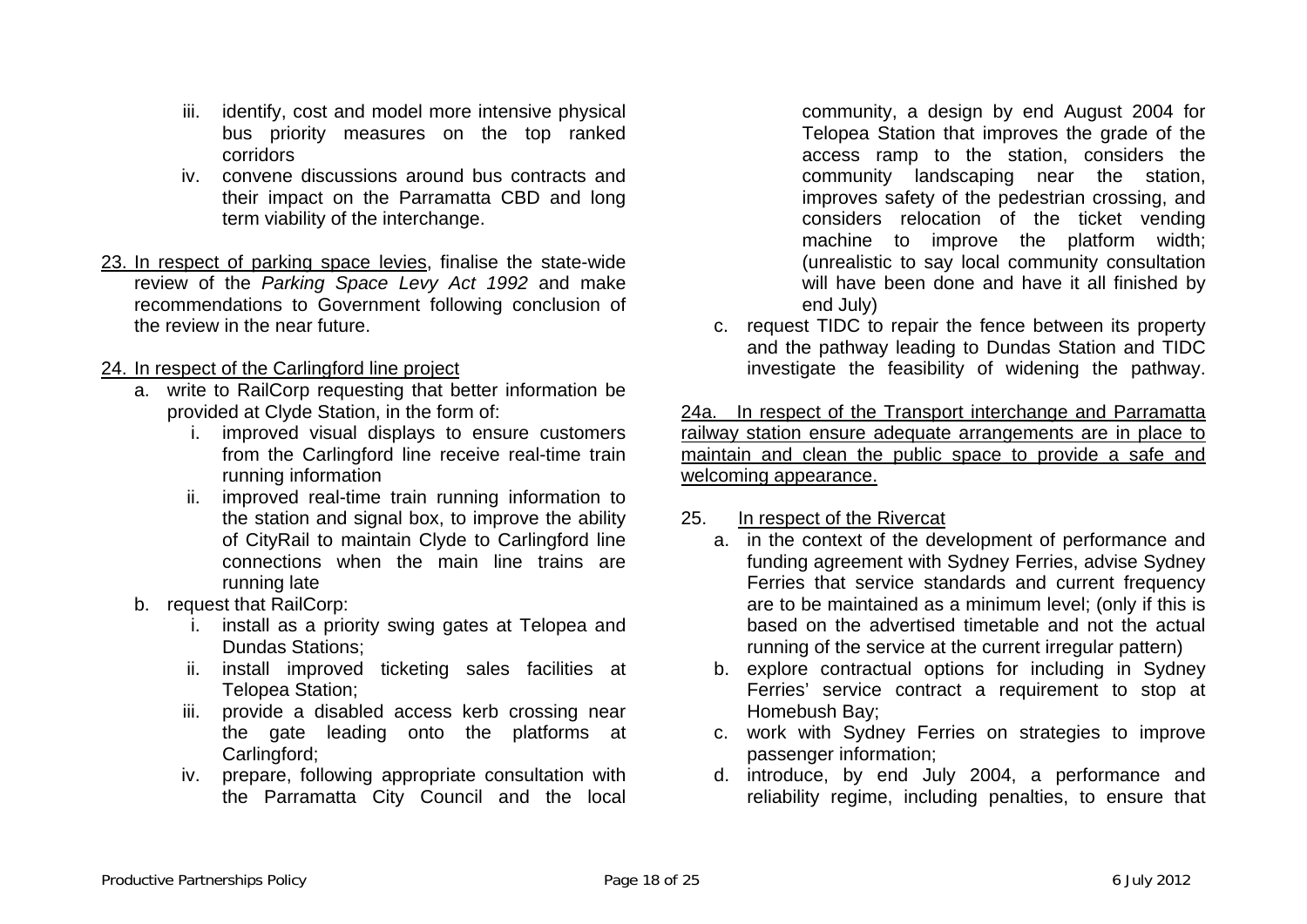iii. identify, cost and model more intensive physical bus priority measures on the top ranked corridors
iv. convene discussions around bus contracts and their impact on the Parramatta CBD and long term viability of the interchange.

23. <u>In respect of parking space levies</u>, finalise the state-wide review of the *Parking Space Levy Act 1992* and make recommendations to Government following conclusion of the review in the near future.

24. <u>In respect of the Carlingford line project</u>
    a. write to RailCorp requesting that better information be provided at Clyde Station, in the form of:
        i. improved visual displays to ensure customers from the Carlingford line receive real-time train running information
        ii. improved real-time train running information to the station and signal box, to improve the ability of CityRail to maintain Clyde to Carlingford line connections when the main line trains are running late
    b. request that RailCorp:
        i. install as a priority swing gates at Telopea and Dundas Stations;
        ii. install improved ticketing sales facilities at Telopea Station;
        iii. provide a disabled access kerb crossing near the gate leading onto the platforms at Carlingford;
        iv. prepare, following appropriate consultation with the Parramatta City Council and the local community, a design by end August 2004 for Telopea Station that improves the grade of the access ramp to the station, considers the community landscaping near the station, improves safety of the pedestrian crossing, and considers relocation of the ticket vending machine to improve the platform width; (unrealistic to say local community consultation will have been done and have it all finished by end July)
    c. request TIDC to repair the fence between its property and the pathway leading to Dundas Station and TIDC investigate the feasibility of widening the pathway.

<u>24a. In respect of the Transport interchange and Parramatta railway station ensure adequate arrangements are in place to maintain and clean the public space to provide a safe and welcoming appearance.</u>

25. <u>In respect of the Rivercat</u>
    a. in the context of the development of performance and funding agreement with Sydney Ferries, advise Sydney Ferries that service standards and current frequency are to be maintained as a minimum level; (only if this is based on the advertised timetable and not the actual running of the service at the current irregular pattern)
    b. explore contractual options for including in Sydney Ferries' service contract a requirement to stop at Homebush Bay;
    c. work with Sydney Ferries on strategies to improve passenger information;
    d. introduce, by end July 2004, a performance and reliability regime, including penalties, to ensure that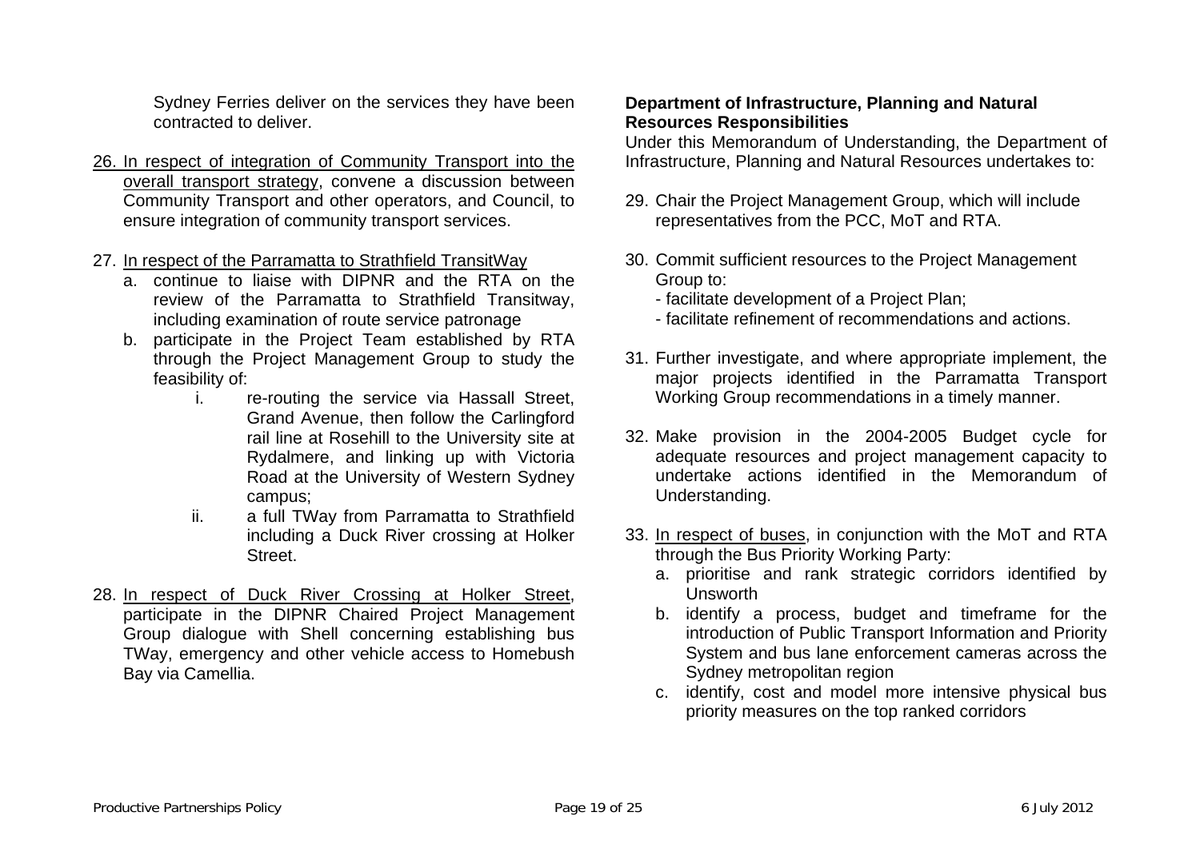Sydney Ferries deliver on the services they have been contracted to deliver.

26. <u>In respect of integration of Community Transport into the overall transport strategy</u>, convene a discussion between Community Transport and other operators, and Council, to ensure integration of community transport services.

27. <u>In respect of the Parramatta to Strathfield TransitWay</u>
    a. continue to liaise with DIPNR and the RTA on the review of the Parramatta to Strathfield Transitway, including examination of route service patronage
    b. participate in the Project Team established by RTA through the Project Management Group to study the feasibility of:
        i. re-routing the service via Hassall Street, Grand Avenue, then follow the Carlingford rail line at Rosehill to the University site at Rydalmere, and linking up with Victoria Road at the University of Western Sydney campus;
        ii. a full TWay from Parramatta to Strathfield including a Duck River crossing at Holker Street.

28. <u>In respect of Duck River Crossing at Holker Street</u>, participate in the DIPNR Chaired Project Management Group dialogue with Shell concerning establishing bus TWay, emergency and other vehicle access to Homebush Bay via Camellia.

**Department of Infrastructure, Planning and Natural Resources Responsibilities**

Under this Memorandum of Understanding, the Department of Infrastructure, Planning and Natural Resources undertakes to:

29. Chair the Project Management Group, which will include representatives from the PCC, MoT and RTA.

30. Commit sufficient resources to the Project Management Group to:
    - facilitate development of a Project Plan;
    - facilitate refinement of recommendations and actions.

31. Further investigate, and where appropriate implement, the major projects identified in the Parramatta Transport Working Group recommendations in a timely manner.

32. Make provision in the 2004-2005 Budget cycle for adequate resources and project management capacity to undertake actions identified in the Memorandum of Understanding.

33. <u>In respect of buses</u>, in conjunction with the MoT and RTA through the Bus Priority Working Party:
    a. prioritise and rank strategic corridors identified by Unsworth
    b. identify a process, budget and timeframe for the introduction of Public Transport Information and Priority System and bus lane enforcement cameras across the Sydney metropolitan region
    c. identify, cost and model more intensive physical bus priority measures on the top ranked corridors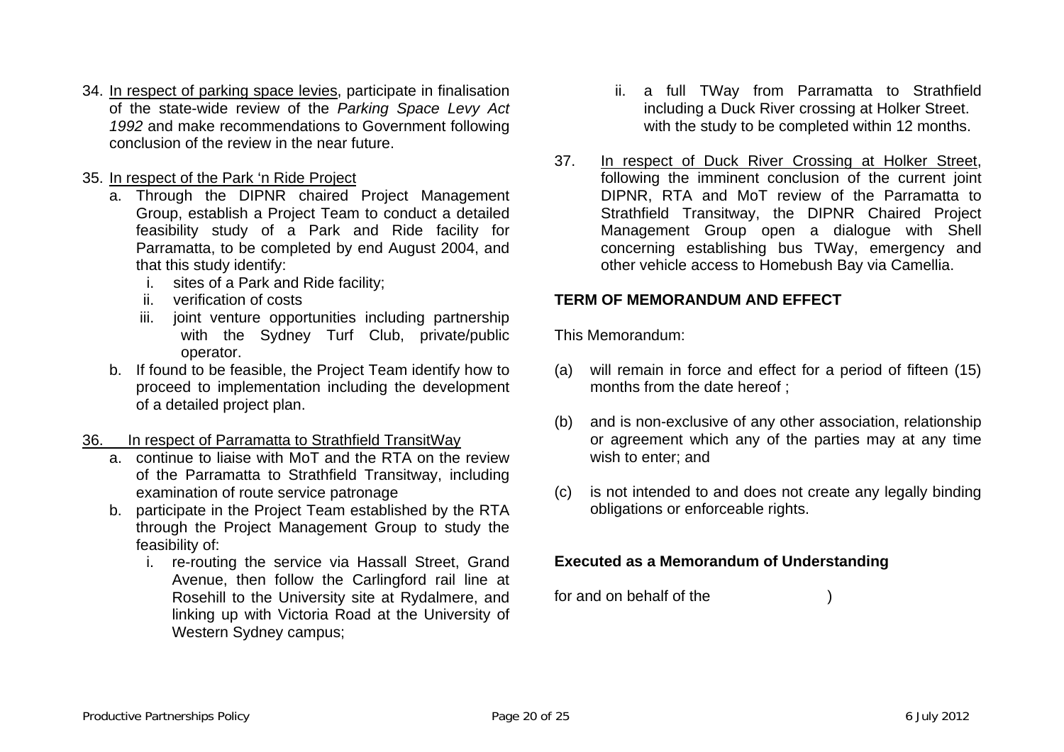34. <u>In respect of parking space levies</u>, participate in finalisation of the state-wide review of the *Parking Space Levy Act 1992* and make recommendations to Government following conclusion of the review in the near future.

35. <u>In respect of the Park 'n Ride Project</u>
    a. Through the DIPNR chaired Project Management Group, establish a Project Team to conduct a detailed feasibility study of a Park and Ride facility for Parramatta, to be completed by end August 2004, and that this study identify:
        i. sites of a Park and Ride facility;
        ii. verification of costs
        iii. joint venture opportunities including partnership with the Sydney Turf Club, private/public operator.
    b. If found to be feasible, the Project Team identify how to proceed to implementation including the development of a detailed project plan.

36. <u>In respect of Parramatta to Strathfield TransitWay</u>
    a. continue to liaise with MoT and the RTA on the review of the Parramatta to Strathfield Transitway, including examination of route service patronage
    b. participate in the Project Team established by the RTA through the Project Management Group to study the feasibility of:
        i. re-routing the service via Hassall Street, Grand Avenue, then follow the Carlingford rail line at Rosehill to the University site at Rydalmere, and linking up with Victoria Road at the University of Western Sydney campus;
        ii. a full TWay from Parramatta to Strathfield including a Duck River crossing at Holker Street.
        with the study to be completed within 12 months.

37. <u>In respect of Duck River Crossing at Holker Street</u>, following the imminent conclusion of the current joint DIPNR, RTA and MoT review of the Parramatta to Strathfield Transitway, the DIPNR Chaired Project Management Group open a dialogue with Shell concerning establishing bus TWay, emergency and other vehicle access to Homebush Bay via Camellia.

**TERM OF MEMORANDUM AND EFFECT**

This Memorandum:

(a) will remain in force and effect for a period of fifteen (15) months from the date hereof ;

(b) and is non-exclusive of any other association, relationship or agreement which any of the parties may at any time wish to enter; and

(c) is not intended to and does not create any legally binding obligations or enforceable rights.

**Executed as a Memorandum of Understanding**

for and on behalf of the )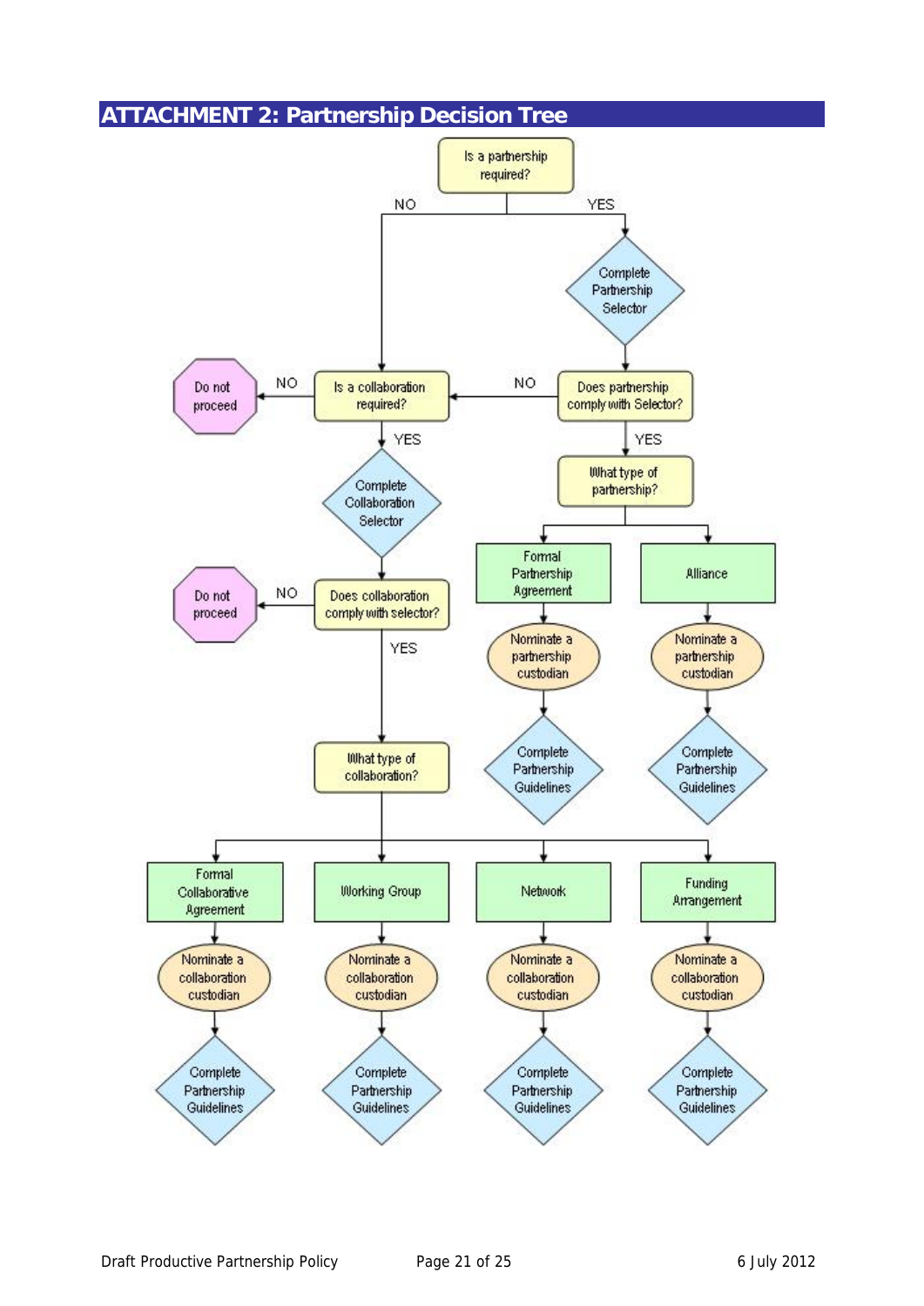# ATTACHMENT 2: Partnership Decision Tree

- **Is a partnership required?**
  - **YES** → Complete Partnership Selector → **Does partnership comply with Selector?**
    - **YES** → **What type of partnership?**
      - Formal Partnership Agreement → Nominate a partnership custodian → Complete Partnership Guidelines
      - Alliance → Nominate a partnership custodian → Complete Partnership Guidelines
    - **NO** → Is a collaboration required? (see below)
  - **NO** → **Is a collaboration required?**
    - **NO** → Do not proceed
    - **YES** → Complete Collaboration Selector → **Does collaboration comply with selector?**
      - **NO** → Do not proceed
      - **YES** → **What type of collaboration?**
        - Formal Collaborative Agreement → Nominate a collaboration custodian → Complete Partnership Guidelines
        - Working Group → Nominate a collaboration custodian → Complete Partnership Guidelines
        - Network → Nominate a collaboration custodian → Complete Partnership Guidelines
        - Funding Arrangement → Nominate a collaboration custodian → Complete Partnership Guidelines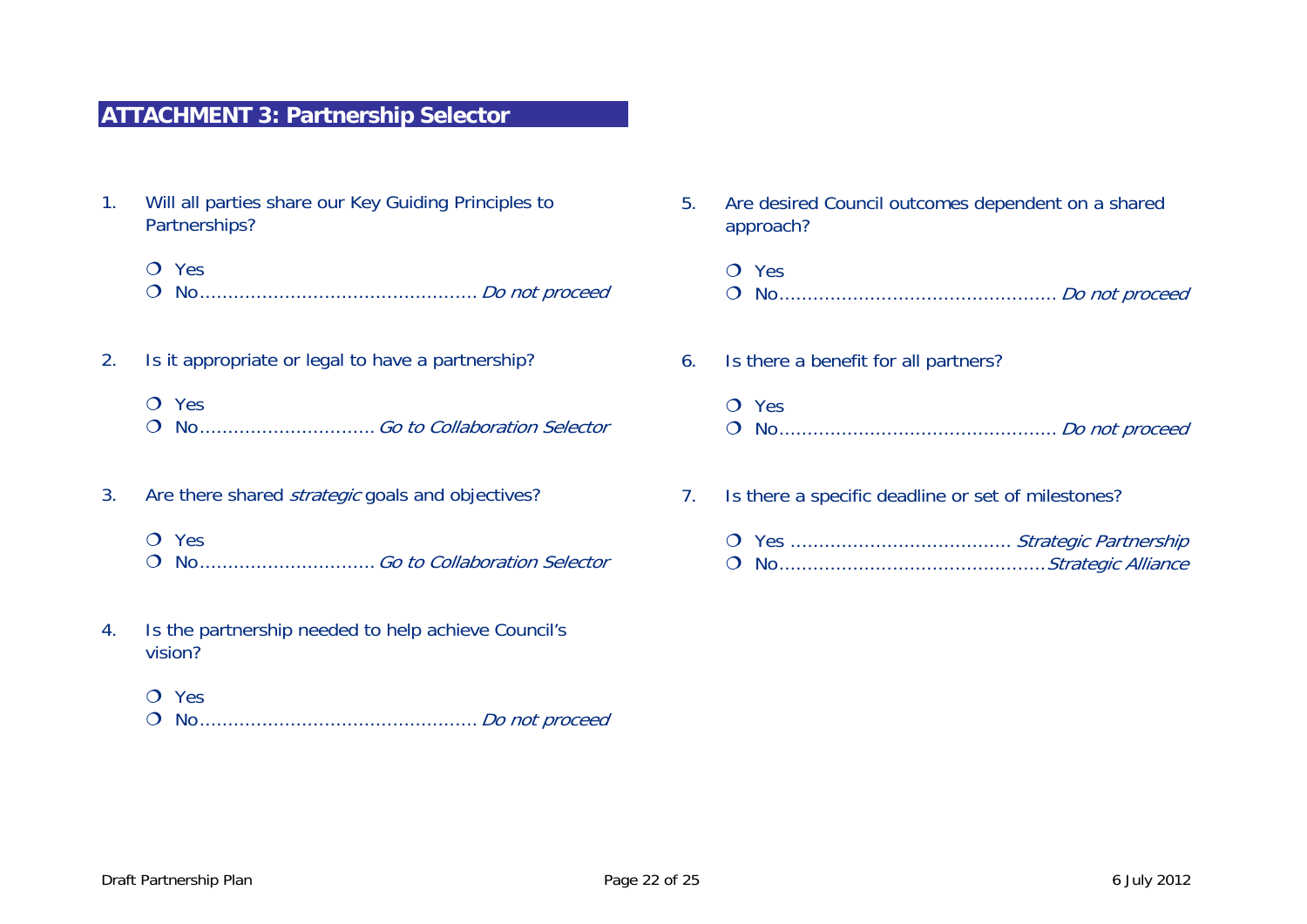# ATTACHMENT 3: Partnership Selector

1. Will all parties share our Key Guiding Principles to Partnerships?

   ❍ Yes
   ❍ No................................................ *Do not proceed*

2. Is it appropriate or legal to have a partnership?

   ❍ Yes
   ❍ No............................... *Go to Collaboration Selector*

3. Are there shared *strategic* goals and objectives?

   ❍ Yes
   ❍ No............................... *Go to Collaboration Selector*

4. Is the partnership needed to help achieve Council's vision?

   ❍ Yes
   ❍ No................................................ *Do not proceed*

5. Are desired Council outcomes dependent on a shared approach?

   ❍ Yes
   ❍ No................................................ *Do not proceed*

6. Is there a benefit for all partners?

   ❍ Yes
   ❍ No................................................ *Do not proceed*

7. Is there a specific deadline or set of milestones?

   ❍ Yes ...................................... *Strategic Partnership*
   ❍ No............................................... *Strategic Alliance*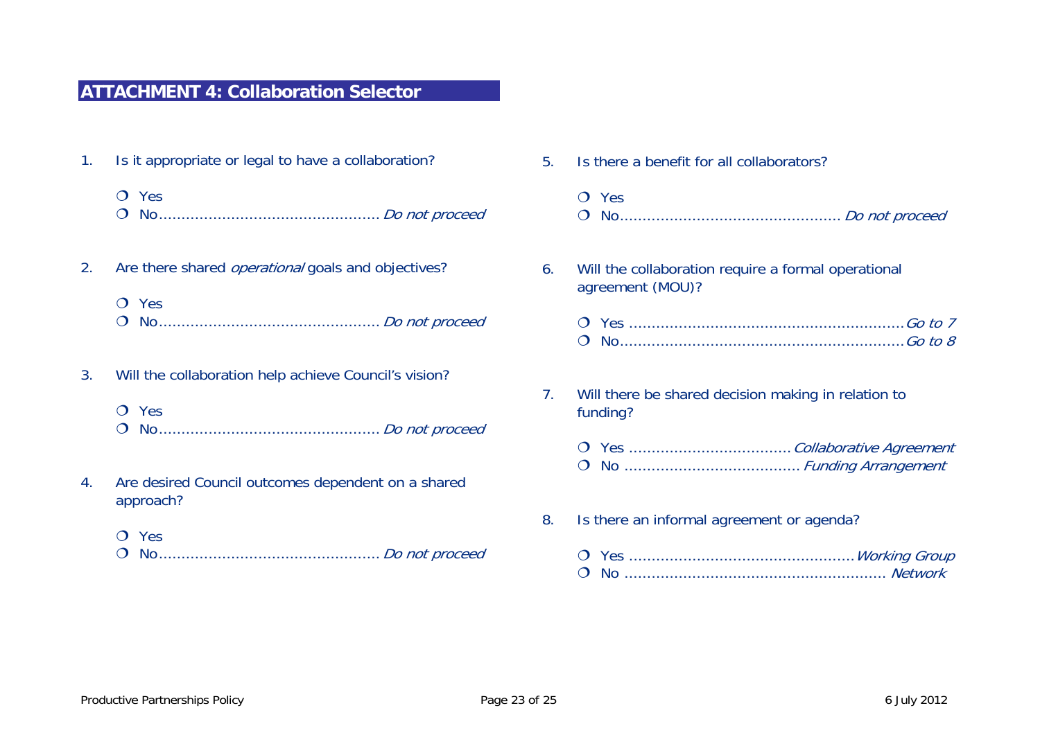## ATTACHMENT 4: Collaboration Selector

1. Is it appropriate or legal to have a collaboration?

   - ❍ Yes
   - ❍ No................................................ *Do not proceed*

2. Are there shared *operational* goals and objectives?

   - ❍ Yes
   - ❍ No................................................ *Do not proceed*

3. Will the collaboration help achieve Council's vision?

   - ❍ Yes
   - ❍ No................................................ *Do not proceed*

4. Are desired Council outcomes dependent on a shared approach?

   - ❍ Yes
   - ❍ No................................................ *Do not proceed*

5. Is there a benefit for all collaborators?

   - ❍ Yes
   - ❍ No................................................ *Do not proceed*

6. Will the collaboration require a formal operational agreement (MOU)?

   - ❍ Yes ............................................................ *Go to 7*
   - ❍ No.............................................................. *Go to 8*

7. Will there be shared decision making in relation to funding?

   - ❍ Yes ................................... *Collaborative Agreement*
   - ❍ No ...................................... *Funding Arrangement*

8. Is there an informal agreement or agenda?

   - ❍ Yes ................................................. *Working Group*
   - ❍ No ......................................................... *Network*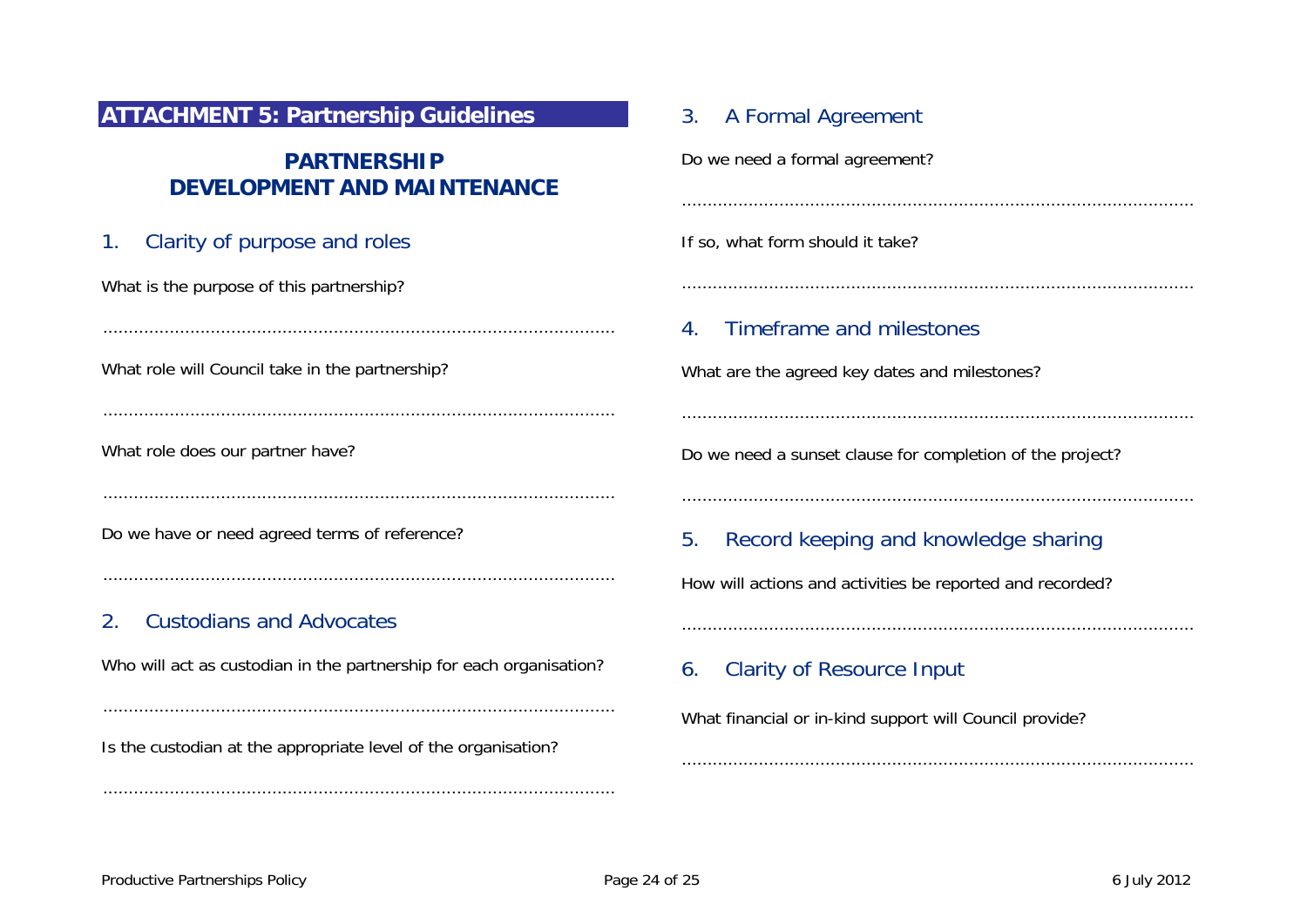## ATTACHMENT 5: Partnership Guidelines

# PARTNERSHIP DEVELOPMENT AND MAINTENANCE

### 1. Clarity of purpose and roles

What is the purpose of this partnership?

..................................................................................................

What role will Council take in the partnership?

..................................................................................................

What role does our partner have?

..................................................................................................

Do we have or need agreed terms of reference?

..................................................................................................

### 2. Custodians and Advocates

Who will act as custodian in the partnership for each organisation?

..................................................................................................

Is the custodian at the appropriate level of the organisation?

..................................................................................................

### 3. A Formal Agreement

Do we need a formal agreement?

..................................................................................................

If so, what form should it take?

..................................................................................................

### 4. Timeframe and milestones

What are the agreed key dates and milestones?

..................................................................................................

Do we need a sunset clause for completion of the project?

..................................................................................................

### 5. Record keeping and knowledge sharing

How will actions and activities be reported and recorded?

..................................................................................................

### 6. Clarity of Resource Input

What financial or in-kind support will Council provide?

..................................................................................................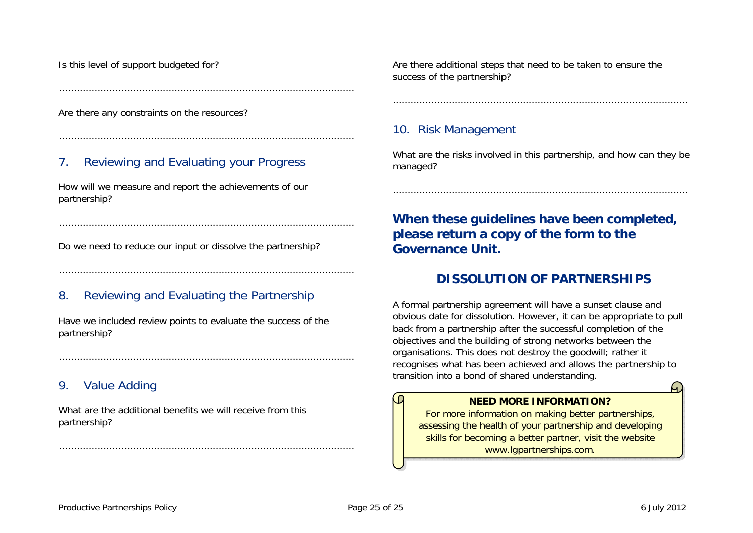Is this level of support budgeted for?

....................................................................................................

Are there any constraints on the resources?

....................................................................................................

## 7. Reviewing and Evaluating your Progress

How will we measure and report the achievements of our partnership?

....................................................................................................

Do we need to reduce our input or dissolve the partnership?

....................................................................................................

## 8. Reviewing and Evaluating the Partnership

Have we included review points to evaluate the success of the partnership?

....................................................................................................

## 9. Value Adding

What are the additional benefits we will receive from this partnership?

....................................................................................................

Are there additional steps that need to be taken to ensure the success of the partnership?

....................................................................................................

## 10. Risk Management

What are the risks involved in this partnership, and how can they be managed?

....................................................................................................

**When these guidelines have been completed, please return a copy of the form to the Governance Unit.**

# DISSOLUTION OF PARTNERSHIPS

A formal partnership agreement will have a sunset clause and obvious date for dissolution. However, it can be appropriate to pull back from a partnership after the successful completion of the objectives and the building of strong networks between the organisations. This does not destroy the goodwill; rather it recognises what has been achieved and allows the partnership to transition into a bond of shared understanding.

**NEED MORE INFORMATION?**

For more information on making better partnerships, assessing the health of your partnership and developing skills for becoming a better partner, visit the website www.lgpartnerships.com.